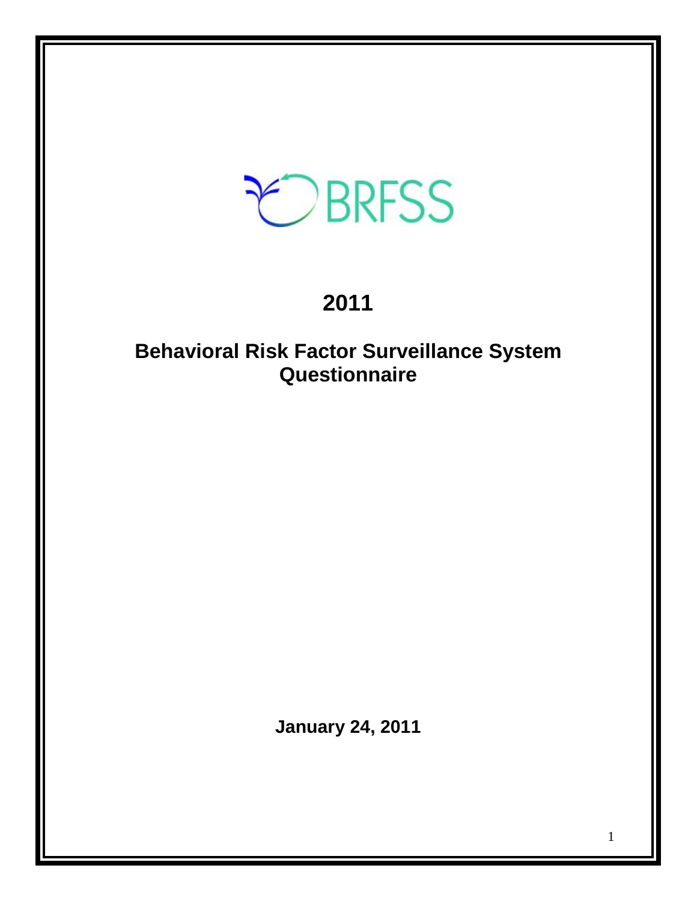BRFSS

# 2011

# Behavioral Risk Factor Surveillance System Questionnaire

**January 24, 2011**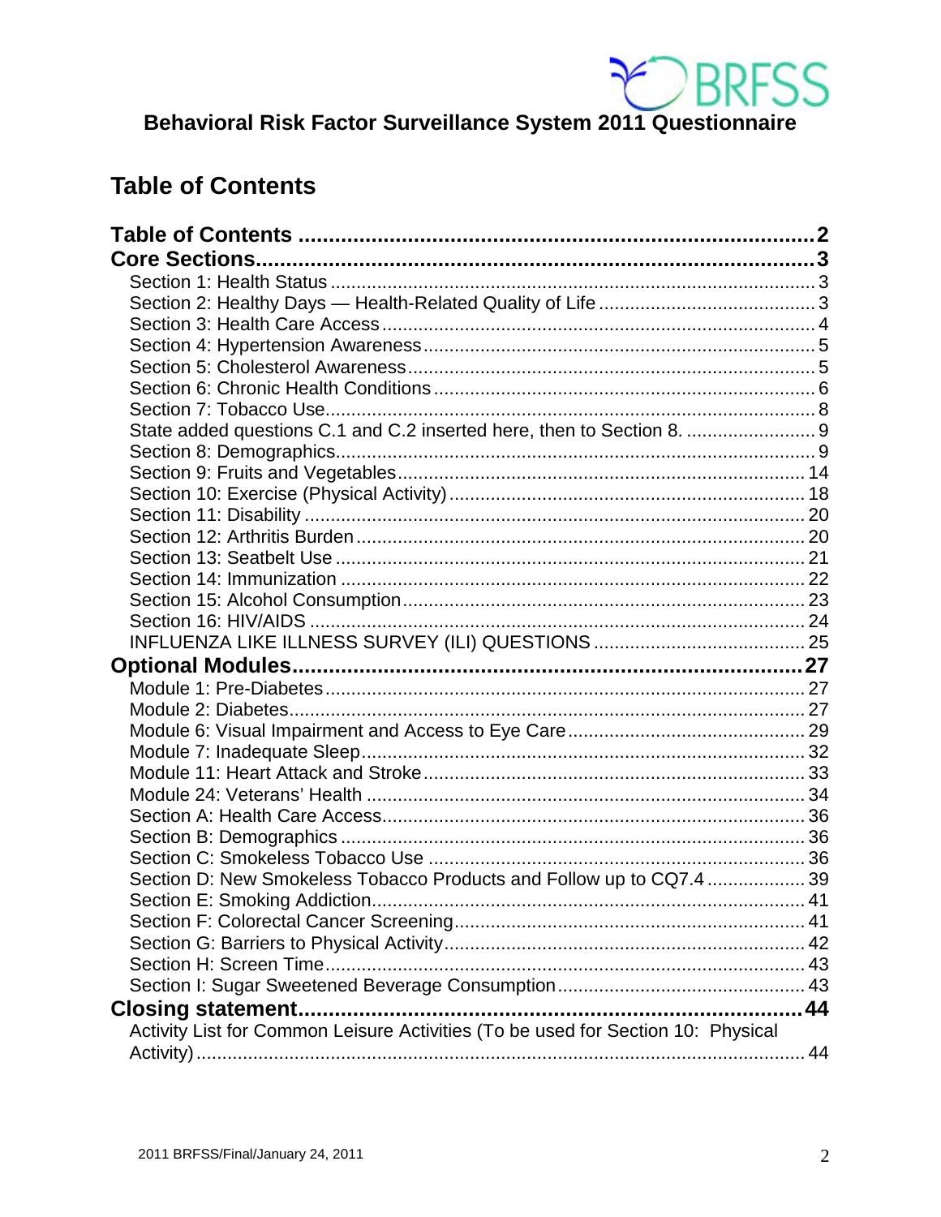**Behavioral Risk Factor Surveillance System 2011 Questionnaire**

## Table of Contents

**Table of Contents** ..... **2**
**Core Sections** ..... **3**
- Section 1: Health Status ..... 3
- Section 2: Healthy Days — Health-Related Quality of Life ..... 3
- Section 3: Health Care Access ..... 4
- Section 4: Hypertension Awareness ..... 5
- Section 5: Cholesterol Awareness ..... 5
- Section 6: Chronic Health Conditions ..... 6
- Section 7: Tobacco Use ..... 8
- State added questions C.1 and C.2 inserted here, then to Section 8. ..... 9
- Section 8: Demographics ..... 9
- Section 9: Fruits and Vegetables ..... 14
- Section 10: Exercise (Physical Activity) ..... 18
- Section 11: Disability ..... 20
- Section 12: Arthritis Burden ..... 20
- Section 13: Seatbelt Use ..... 21
- Section 14: Immunization ..... 22
- Section 15: Alcohol Consumption ..... 23
- Section 16: HIV/AIDS ..... 24
- INFLUENZA LIKE ILLNESS SURVEY (ILI) QUESTIONS ..... 25

**Optional Modules** ..... **27**
- Module 1: Pre-Diabetes ..... 27
- Module 2: Diabetes ..... 27
- Module 6: Visual Impairment and Access to Eye Care ..... 29
- Module 7: Inadequate Sleep ..... 32
- Module 11: Heart Attack and Stroke ..... 33
- Module 24: Veterans' Health ..... 34
- Section A: Health Care Access ..... 36
- Section B: Demographics ..... 36
- Section C: Smokeless Tobacco Use ..... 36
- Section D: New Smokeless Tobacco Products and Follow up to CQ7.4 ..... 39
- Section E: Smoking Addiction ..... 41
- Section F: Colorectal Cancer Screening ..... 41
- Section G: Barriers to Physical Activity ..... 42
- Section H: Screen Time ..... 43
- Section I: Sugar Sweetened Beverage Consumption ..... 43

**Closing statement** ..... **44**
- Activity List for Common Leisure Activities (To be used for Section 10: Physical Activity) ..... 44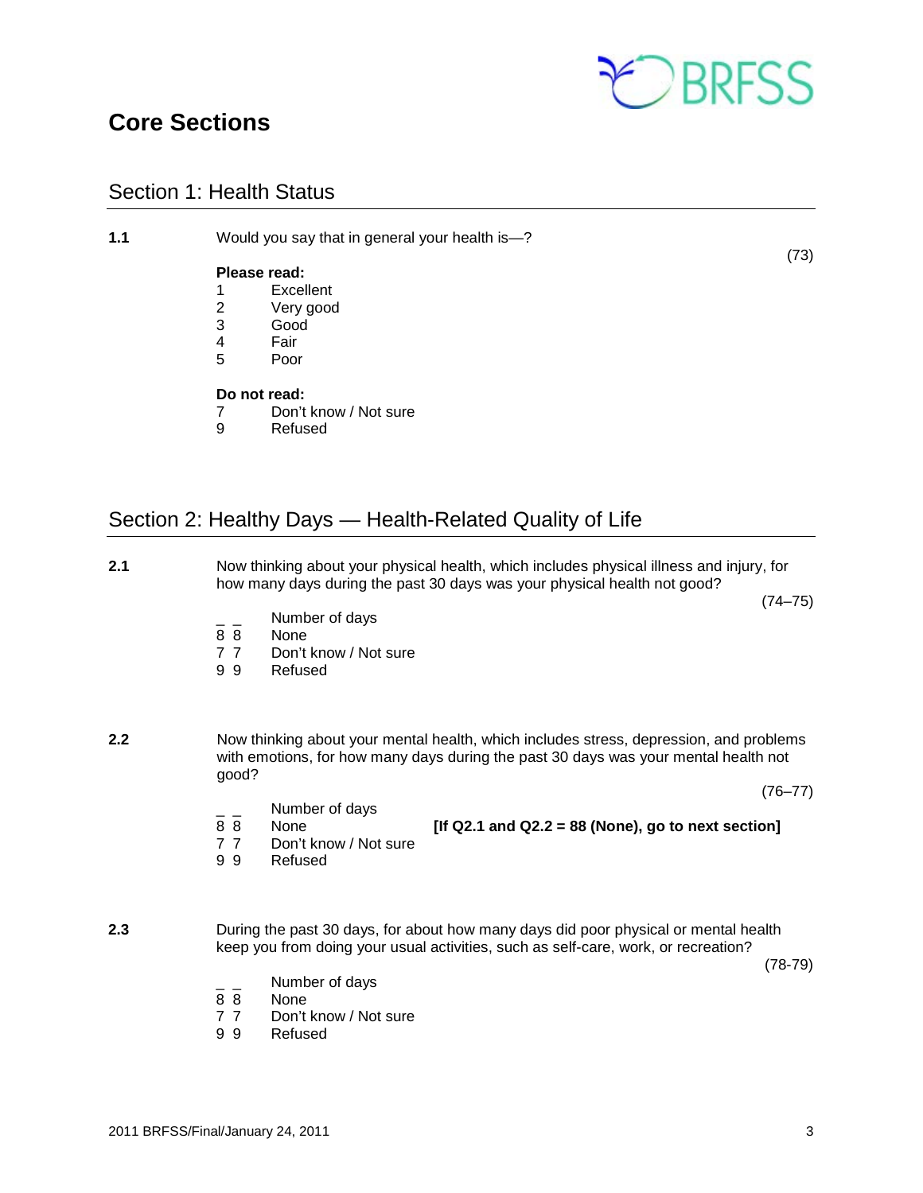# Core Sections

## Section 1: Health Status

**1.1** Would you say that in general your health is—? (73)

**Please read:**

1 Excellent
2 Very good
3 Good
4 Fair
5 Poor

**Do not read:**

7 Don't know / Not sure
9 Refused

## Section 2: Healthy Days — Health-Related Quality of Life

**2.1** Now thinking about your physical health, which includes physical illness and injury, for how many days during the past 30 days was your physical health not good? (74–75)

_ _ Number of days
8 8 None
7 7 Don't know / Not sure
9 9 Refused

**2.2** Now thinking about your mental health, which includes stress, depression, and problems with emotions, for how many days during the past 30 days was your mental health not good? (76–77)

_ _ Number of days
8 8 None **[If Q2.1 and Q2.2 = 88 (None), go to next section]**
7 7 Don't know / Not sure
9 9 Refused

**2.3** During the past 30 days, for about how many days did poor physical or mental health keep you from doing your usual activities, such as self-care, work, or recreation? (78-79)

_ _ Number of days
8 8 None
7 7 Don't know / Not sure
9 9 Refused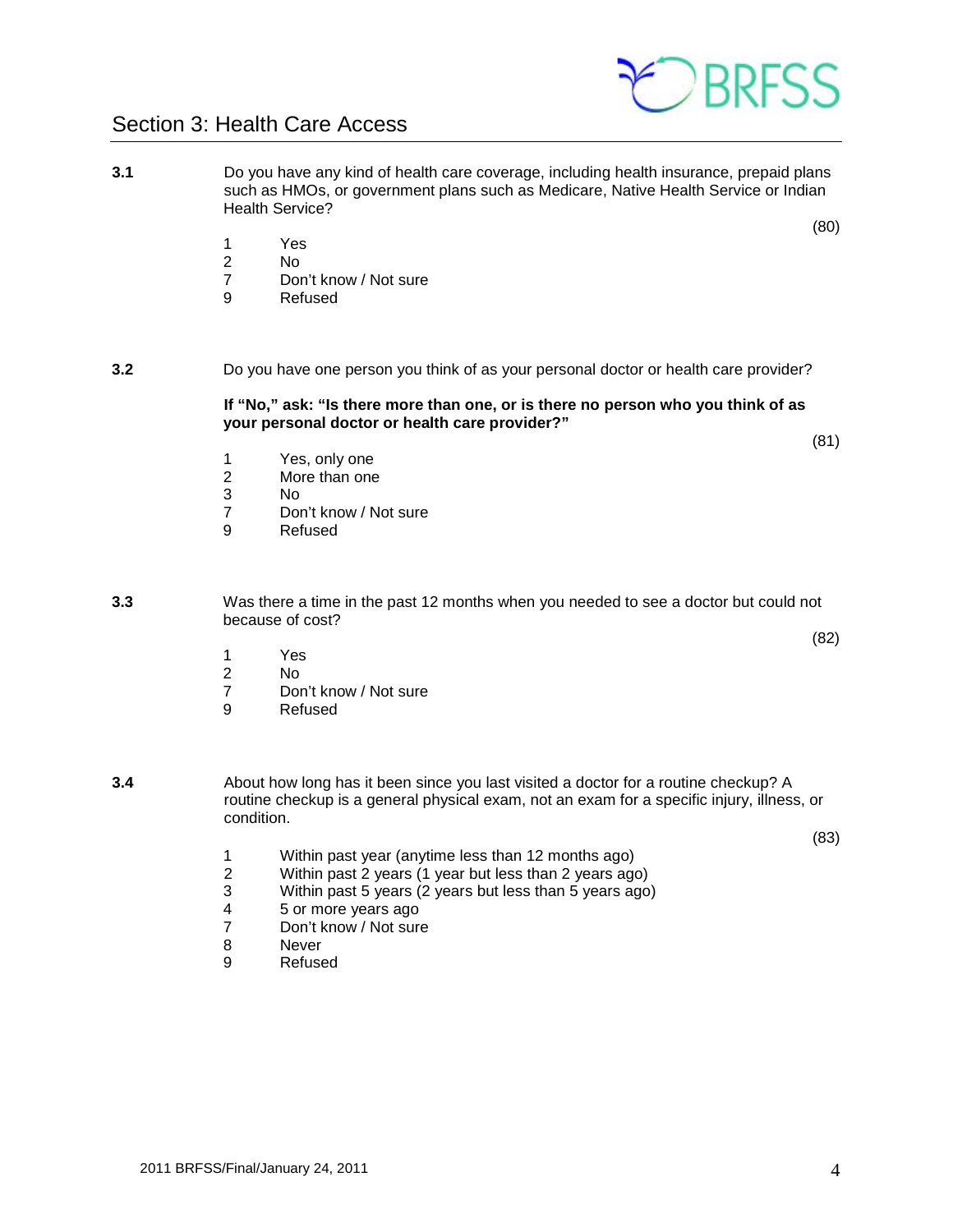## Section 3: Health Care Access

**3.1** Do you have any kind of health care coverage, including health insurance, prepaid plans such as HMOs, or government plans such as Medicare, Native Health Service or Indian Health Service?

(80)

1 Yes
2 No
7 Don't know / Not sure
9 Refused

**3.2** Do you have one person you think of as your personal doctor or health care provider?

**If "No," ask: "Is there more than one, or is there no person who you think of as your personal doctor or health care provider?"**

(81)

1 Yes, only one
2 More than one
3 No
7 Don't know / Not sure
9 Refused

**3.3** Was there a time in the past 12 months when you needed to see a doctor but could not because of cost?

(82)

1 Yes
2 No
7 Don't know / Not sure
9 Refused

**3.4** About how long has it been since you last visited a doctor for a routine checkup? A routine checkup is a general physical exam, not an exam for a specific injury, illness, or condition.

(83)

1 Within past year (anytime less than 12 months ago)
2 Within past 2 years (1 year but less than 2 years ago)
3 Within past 5 years (2 years but less than 5 years ago)
4 5 or more years ago
7 Don't know / Not sure
8 Never
9 Refused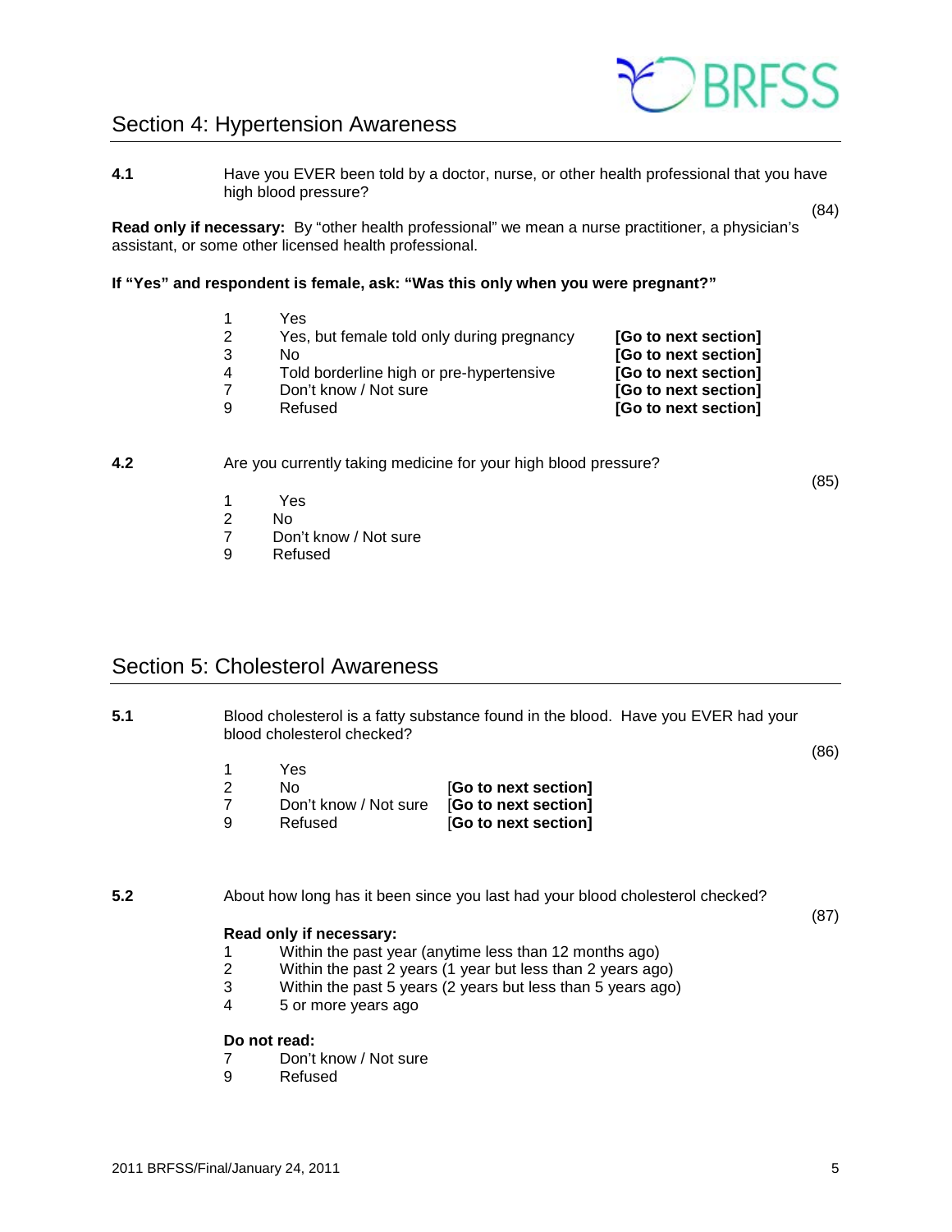## Section 4: Hypertension Awareness

**4.1** Have you EVER been told by a doctor, nurse, or other health professional that you have high blood pressure?

(84)

**Read only if necessary:** By "other health professional" we mean a nurse practitioner, a physician's assistant, or some other licensed health professional.

**If "Yes" and respondent is female, ask: "Was this only when you were pregnant?"**

| | | |
|---|---|---|
| 1 | Yes | |
| 2 | Yes, but female told only during pregnancy | **[Go to next section]** |
| 3 | No | **[Go to next section]** |
| 4 | Told borderline high or pre-hypertensive | **[Go to next section]** |
| 7 | Don't know / Not sure | **[Go to next section]** |
| 9 | Refused | **[Go to next section]** |

**4.2** Are you currently taking medicine for your high blood pressure?

(85)

1 Yes
2 No
7 Don't know / Not sure
9 Refused

## Section 5: Cholesterol Awareness

**5.1** Blood cholesterol is a fatty substance found in the blood. Have you EVER had your blood cholesterol checked?

(86)

| | | |
|---|---|---|
| 1 | Yes | |
| 2 | No | **[Go to next section]** |
| 7 | Don't know / Not sure | **[Go to next section]** |
| 9 | Refused | **[Go to next section]** |

**5.2** About how long has it been since you last had your blood cholesterol checked?

(87)

**Read only if necessary:**

1 Within the past year (anytime less than 12 months ago)
2 Within the past 2 years (1 year but less than 2 years ago)
3 Within the past 5 years (2 years but less than 5 years ago)
4 5 or more years ago

**Do not read:**

7 Don't know / Not sure
9 Refused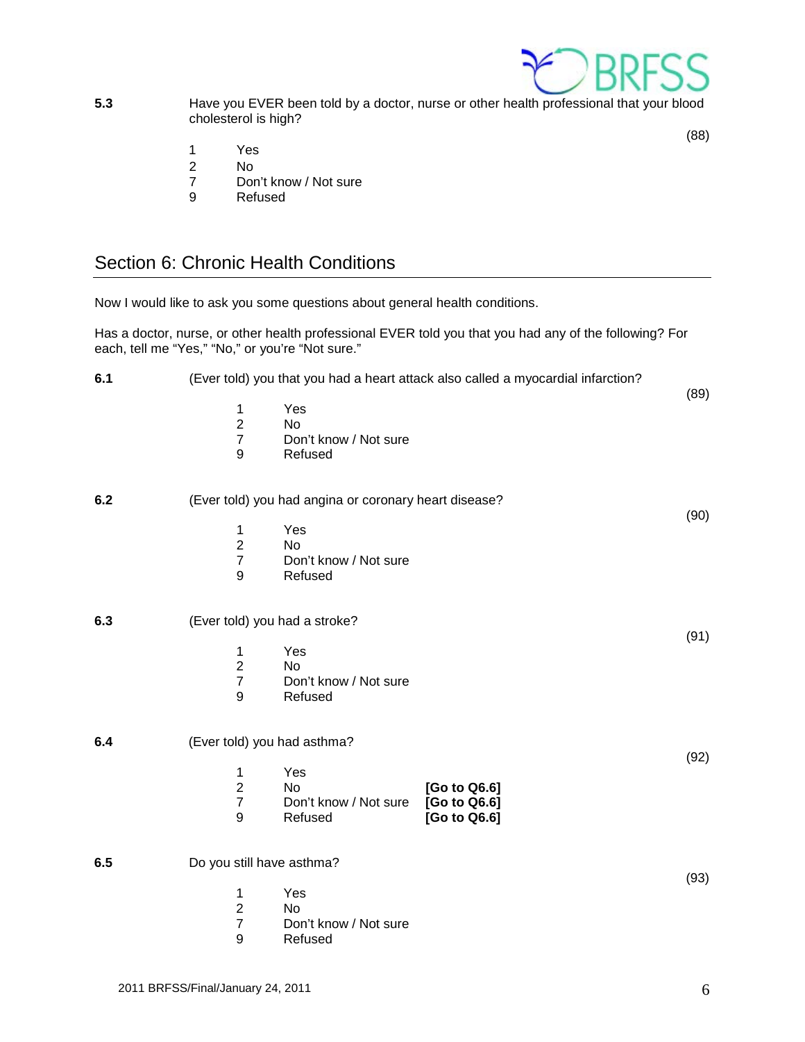**5.3** Have you EVER been told by a doctor, nurse or other health professional that your blood cholesterol is high?

(88)

1 Yes
2 No
7 Don't know / Not sure
9 Refused

## Section 6: Chronic Health Conditions

Now I would like to ask you some questions about general health conditions.

Has a doctor, nurse, or other health professional EVER told you that you had any of the following? For each, tell me "Yes," "No," or you're "Not sure."

**6.1** (Ever told) you that you had a heart attack also called a myocardial infarction?

(89)

1 Yes
2 No
7 Don't know / Not sure
9 Refused

**6.2** (Ever told) you had angina or coronary heart disease?

(90)

1 Yes
2 No
7 Don't know / Not sure
9 Refused

**6.3** (Ever told) you had a stroke?

(91)

1 Yes
2 No
7 Don't know / Not sure
9 Refused

**6.4** (Ever told) you had asthma?

(92)

1 Yes
2 No **[Go to Q6.6]**
7 Don't know / Not sure **[Go to Q6.6]**
9 Refused **[Go to Q6.6]**

**6.5** Do you still have asthma?

(93)

1 Yes
2 No
7 Don't know / Not sure
9 Refused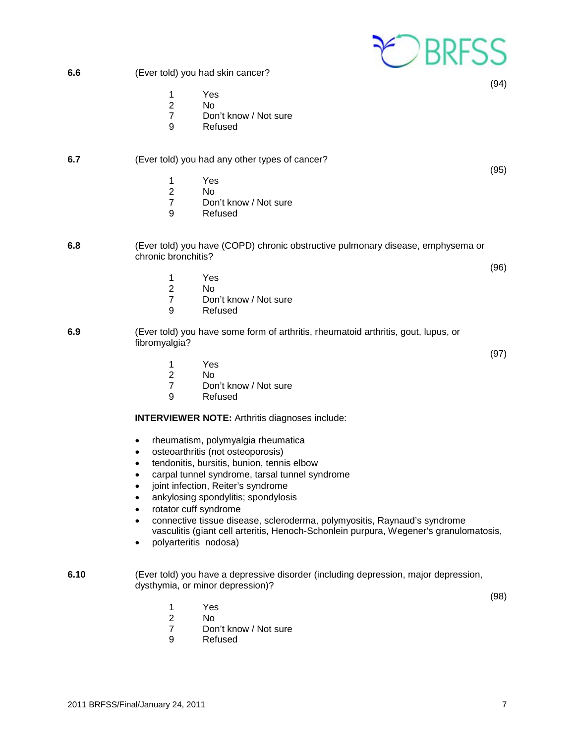**6.6** (Ever told) you had skin cancer?

(94)

1 Yes
2 No
7 Don't know / Not sure
9 Refused

**6.7** (Ever told) you had any other types of cancer?

(95)

1 Yes
2 No
7 Don't know / Not sure
9 Refused

**6.8** (Ever told) you have (COPD) chronic obstructive pulmonary disease, emphysema or chronic bronchitis?

(96)

1 Yes
2 No
7 Don't know / Not sure
9 Refused

**6.9** (Ever told) you have some form of arthritis, rheumatoid arthritis, gout, lupus, or fibromyalgia?

(97)

1 Yes
2 No
7 Don't know / Not sure
9 Refused

**INTERVIEWER NOTE:** Arthritis diagnoses include:

- rheumatism, polymyalgia rheumatica
- osteoarthritis (not osteoporosis)
- tendonitis, bursitis, bunion, tennis elbow
- carpal tunnel syndrome, tarsal tunnel syndrome
- joint infection, Reiter's syndrome
- ankylosing spondylitis; spondylosis
- rotator cuff syndrome
- connective tissue disease, scleroderma, polymyositis, Raynaud's syndrome vasculitis (giant cell arteritis, Henoch-Schonlein purpura, Wegener's granulomatosis,
- polyarteritis nodosa)

**6.10** (Ever told) you have a depressive disorder (including depression, major depression, dysthymia, or minor depression)?

(98)

1 Yes
2 No
7 Don't know / Not sure
9 Refused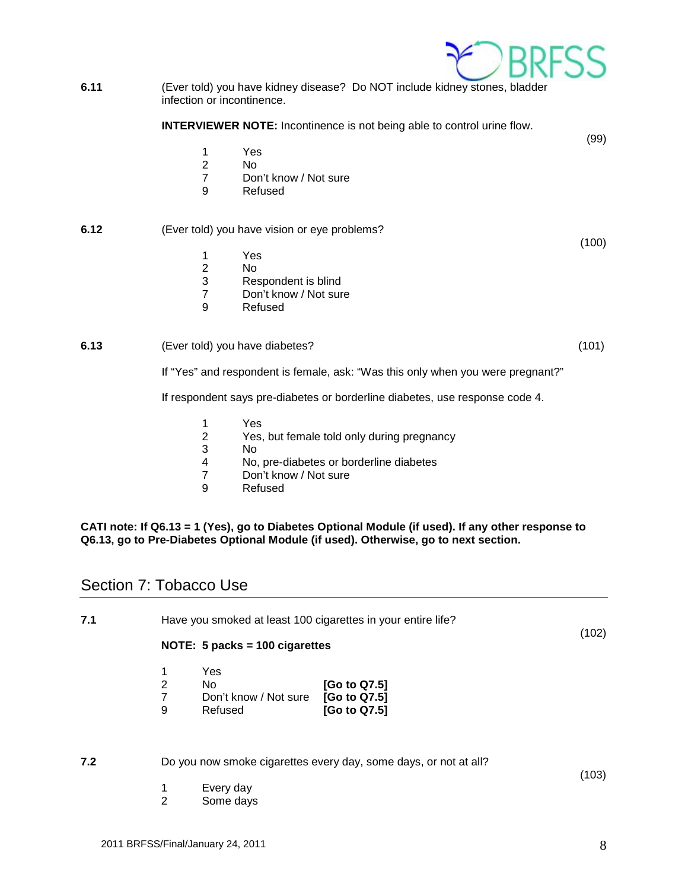**6.11** (Ever told) you have kidney disease? Do NOT include kidney stones, bladder infection or incontinence.

**INTERVIEWER NOTE:** Incontinence is not being able to control urine flow.

(99)

1 Yes
2 No
7 Don't know / Not sure
9 Refused

**6.12** (Ever told) you have vision or eye problems?

(100)

1 Yes
2 No
3 Respondent is blind
7 Don't know / Not sure
9 Refused

**6.13** (Ever told) you have diabetes? (101)

If "Yes" and respondent is female, ask: "Was this only when you were pregnant?"

If respondent says pre-diabetes or borderline diabetes, use response code 4.

1 Yes
2 Yes, but female told only during pregnancy
3 No
4 No, pre-diabetes or borderline diabetes
7 Don't know / Not sure
9 Refused

**CATI note: If Q6.13 = 1 (Yes), go to Diabetes Optional Module (if used). If any other response to Q6.13, go to Pre-Diabetes Optional Module (if used). Otherwise, go to next section.**

## Section 7: Tobacco Use

**7.1** Have you smoked at least 100 cigarettes in your entire life?

**NOTE: 5 packs = 100 cigarettes**

(102)

1 Yes
2 No **[Go to Q7.5]**
7 Don't know / Not sure **[Go to Q7.5]**
9 Refused **[Go to Q7.5]**

**7.2** Do you now smoke cigarettes every day, some days, or not at all?

(103)

1 Every day
2 Some days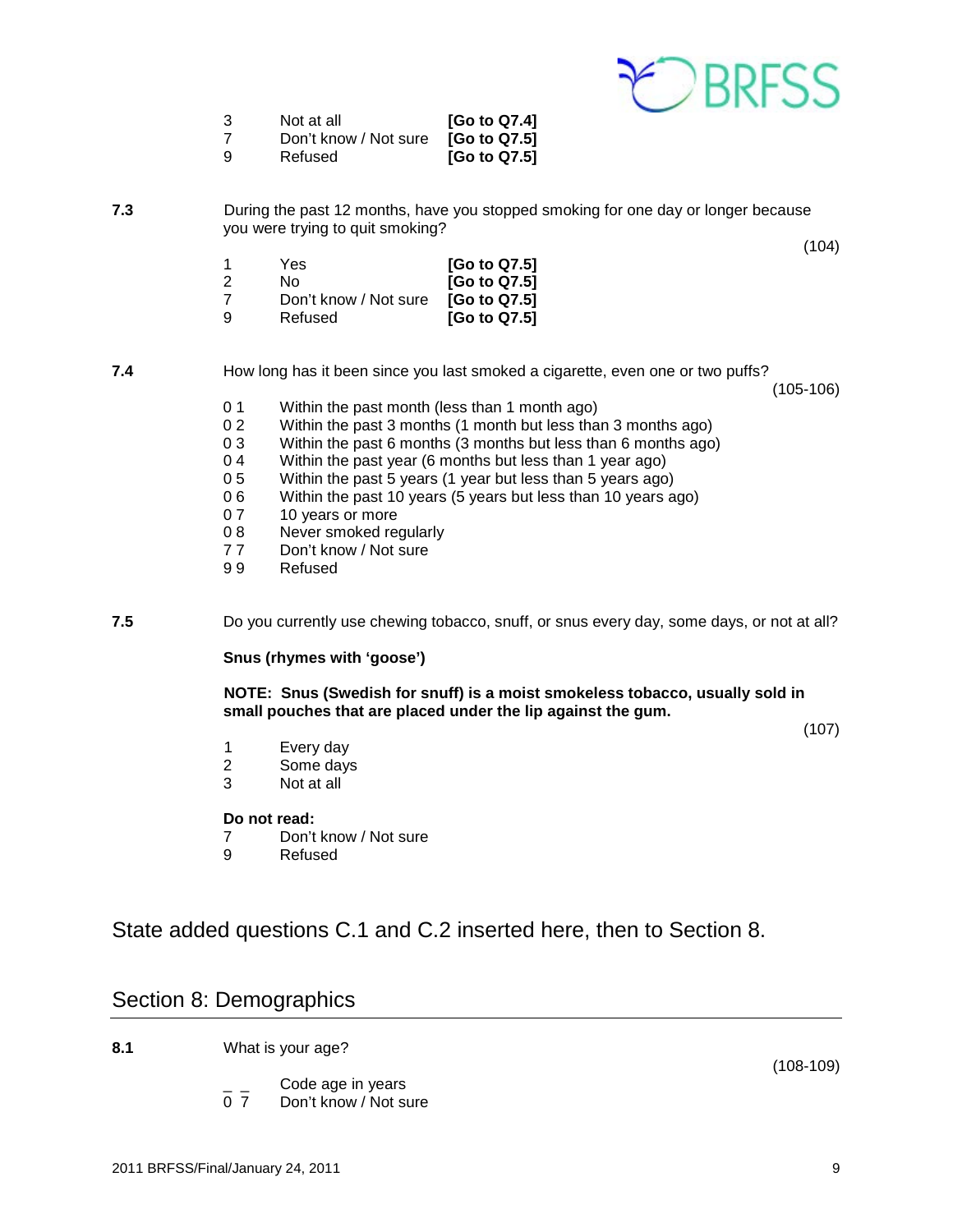| | | |
|---|---|---|
| 3 | Not at all | **[Go to Q7.4]** |
| 7 | Don't know / Not sure | **[Go to Q7.5]** |
| 9 | Refused | **[Go to Q7.5]** |

**7.3** During the past 12 months, have you stopped smoking for one day or longer because you were trying to quit smoking?

(104)

| | | |
|---|---|---|
| 1 | Yes | **[Go to Q7.5]** |
| 2 | No | **[Go to Q7.5]** |
| 7 | Don't know / Not sure | **[Go to Q7.5]** |
| 9 | Refused | **[Go to Q7.5]** |

**7.4** How long has it been since you last smoked a cigarette, even one or two puffs?

(105-106)

| | |
|---|---|
| 0 1 | Within the past month (less than 1 month ago) |
| 0 2 | Within the past 3 months (1 month but less than 3 months ago) |
| 0 3 | Within the past 6 months (3 months but less than 6 months ago) |
| 0 4 | Within the past year (6 months but less than 1 year ago) |
| 0 5 | Within the past 5 years (1 year but less than 5 years ago) |
| 0 6 | Within the past 10 years (5 years but less than 10 years ago) |
| 0 7 | 10 years or more |
| 0 8 | Never smoked regularly |
| 7 7 | Don't know / Not sure |
| 9 9 | Refused |

**7.5** Do you currently use chewing tobacco, snuff, or snus every day, some days, or not at all?

**Snus (rhymes with 'goose')**

**NOTE: Snus (Swedish for snuff) is a moist smokeless tobacco, usually sold in small pouches that are placed under the lip against the gum.**

(107)

| | |
|---|---|
| 1 | Every day |
| 2 | Some days |
| 3 | Not at all |

**Do not read:**

| | |
|---|---|
| 7 | Don't know / Not sure |
| 9 | Refused |

State added questions C.1 and C.2 inserted here, then to Section 8.

## Section 8: Demographics

**8.1** What is your age?

(108-109)

| | |
|---|---|
| _ _ | Code age in years |
| 0 7 | Don't know / Not sure |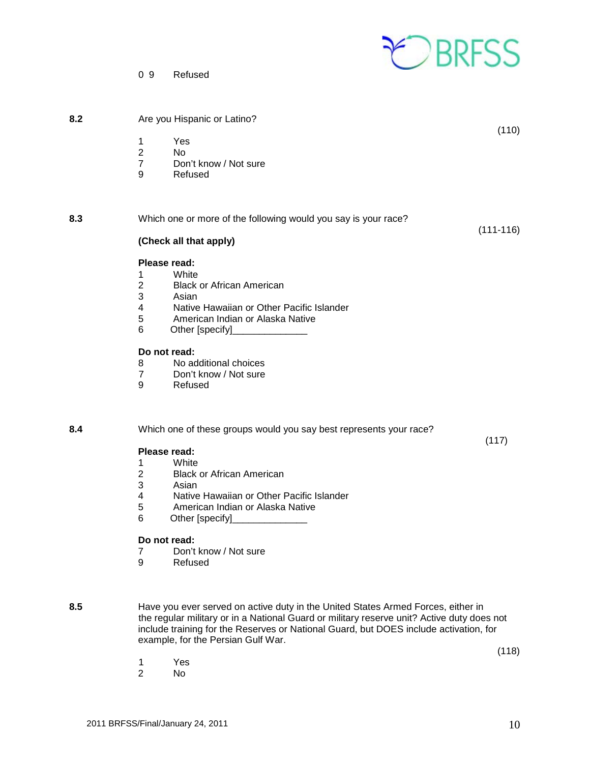0 9 Refused

**8.2** Are you Hispanic or Latino? (110)

1 Yes
2 No
7 Don't know / Not sure
9 Refused

**8.3** Which one or more of the following would you say is your race? (111-116)

**(Check all that apply)**

**Please read:**

1 White
2 Black or African American
3 Asian
4 Native Hawaiian or Other Pacific Islander
5 American Indian or Alaska Native
6 Other [specify]______________

**Do not read:**

8 No additional choices
7 Don't know / Not sure
9 Refused

**8.4** Which one of these groups would you say best represents your race? (117)

**Please read:**

1 White
2 Black or African American
3 Asian
4 Native Hawaiian or Other Pacific Islander
5 American Indian or Alaska Native
6 Other [specify]______________

**Do not read:**

7 Don't know / Not sure
9 Refused

**8.5** Have you ever served on active duty in the United States Armed Forces, either in the regular military or in a National Guard or military reserve unit? Active duty does not include training for the Reserves or National Guard, but DOES include activation, for example, for the Persian Gulf War. (118)

1 Yes
2 No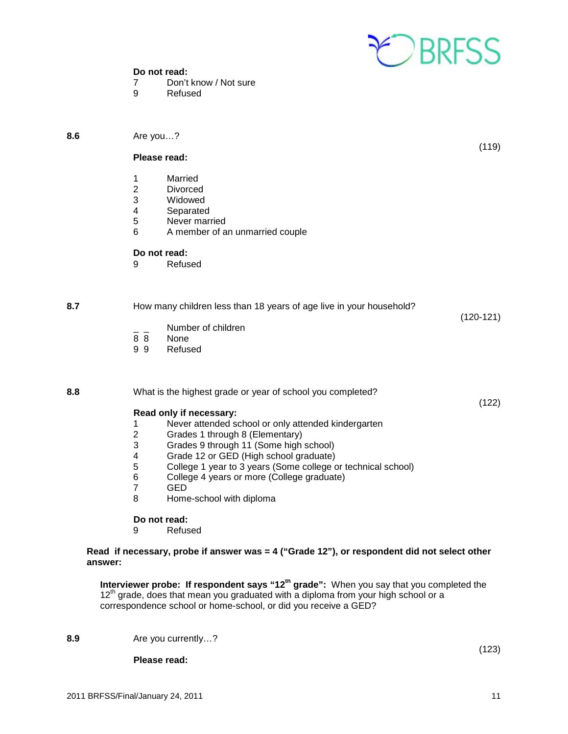**Do not read:**

7 Don't know / Not sure
9 Refused

**8.6** Are you…? (119)

**Please read:**

1 Married
2 Divorced
3 Widowed
4 Separated
5 Never married
6 A member of an unmarried couple

**Do not read:**

9 Refused

**8.7** How many children less than 18 years of age live in your household? (120-121)

_ _ Number of children
8 8 None
9 9 Refused

**8.8** What is the highest grade or year of school you completed? (122)

**Read only if necessary:**

1 Never attended school or only attended kindergarten
2 Grades 1 through 8 (Elementary)
3 Grades 9 through 11 (Some high school)
4 Grade 12 or GED (High school graduate)
5 College 1 year to 3 years (Some college or technical school)
6 College 4 years or more (College graduate)
7 GED
8 Home-school with diploma

**Do not read:**

9 Refused

**Read if necessary, probe if answer was = 4 ("Grade 12"), or respondent did not select other answer:**

**Interviewer probe: If respondent says "12th grade":** When you say that you completed the 12th grade, does that mean you graduated with a diploma from your high school or a correspondence school or home-school, or did you receive a GED?

**8.9** Are you currently…? (123)

**Please read:**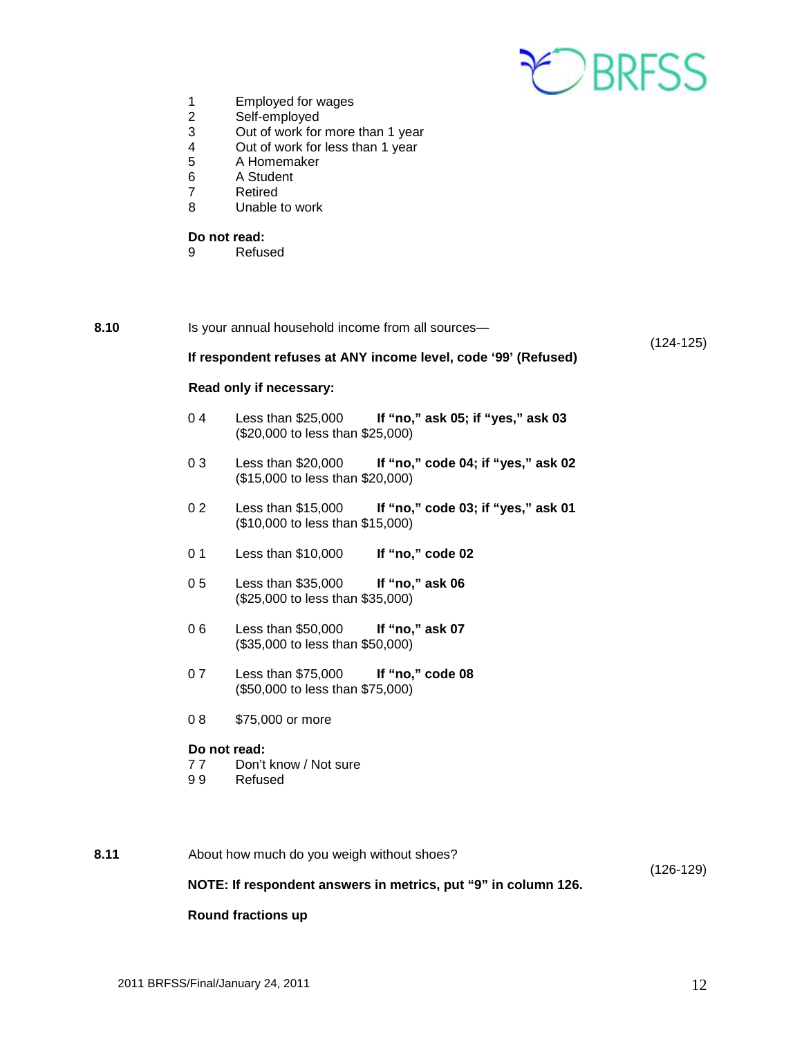1 Employed for wages
2 Self-employed
3 Out of work for more than 1 year
4 Out of work for less than 1 year
5 A Homemaker
6 A Student
7 Retired
8 Unable to work

**Do not read:**
9 Refused

**8.10** Is your annual household income from all sources— (124-125)

**If respondent refuses at ANY income level, code '99' (Refused)**

**Read only if necessary:**

0 4 Less than $25,000 **If "no," ask 05; if "yes," ask 03**
($20,000 to less than $25,000)

0 3 Less than $20,000 **If "no," code 04; if "yes," ask 02**
($15,000 to less than $20,000)

0 2 Less than $15,000 **If "no," code 03; if "yes," ask 01**
($10,000 to less than $15,000)

0 1 Less than $10,000 **If "no," code 02**

0 5 Less than $35,000 **If "no," ask 06**
($25,000 to less than $35,000)

0 6 Less than $50,000 **If "no," ask 07**
($35,000 to less than $50,000)

0 7 Less than $75,000 **If "no," code 08**
($50,000 to less than $75,000)

0 8 $75,000 or more

**Do not read:**
7 7 Don't know / Not sure
9 9 Refused

**8.11** About how much do you weigh without shoes? (126-129)

**NOTE: If respondent answers in metrics, put "9" in column 126.**

**Round fractions up**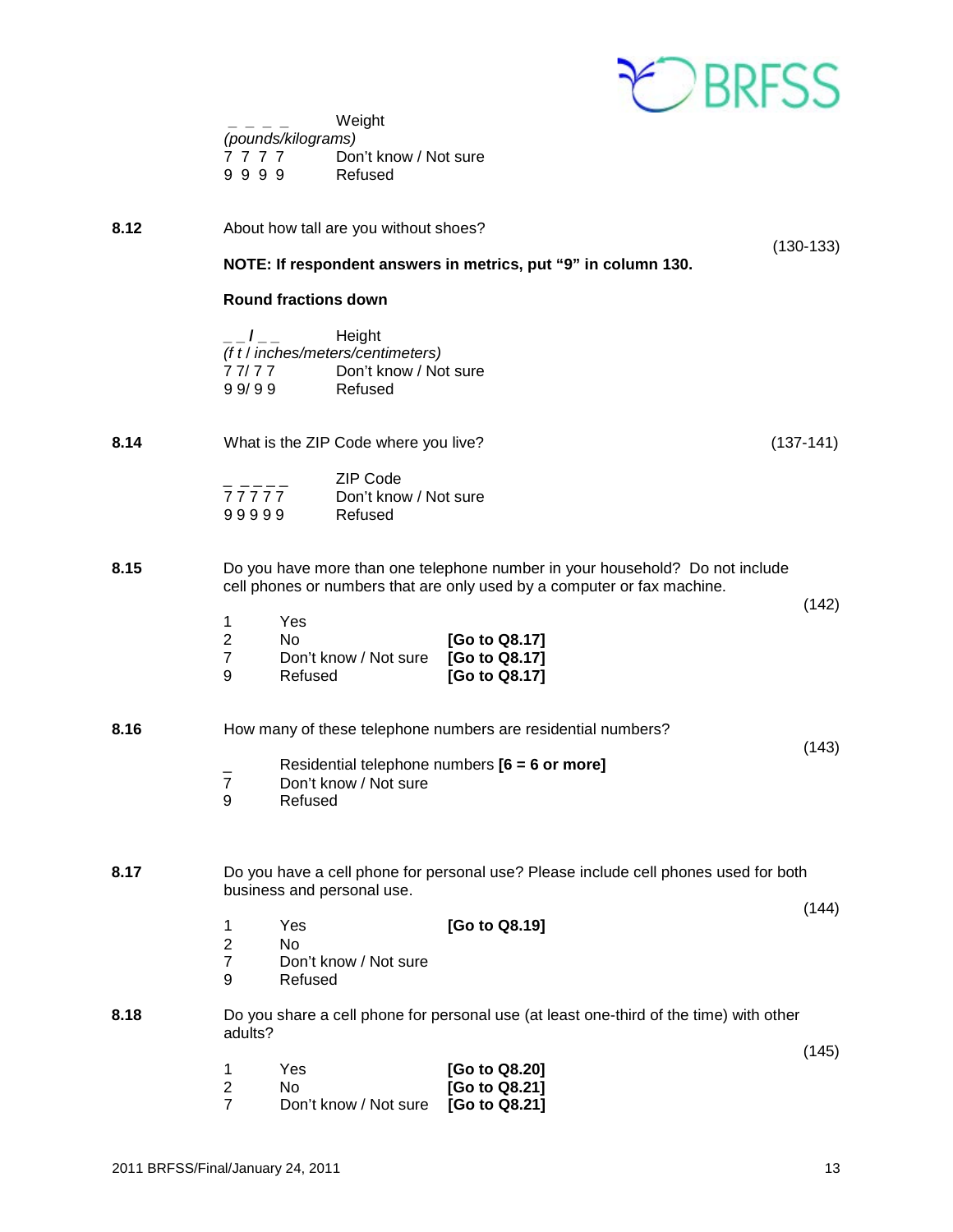_ _ _ _ Weight
*(pounds/kilograms)*
7 7 7 7 Don't know / Not sure
9 9 9 9 Refused

**8.12** About how tall are you without shoes? (130-133)

**NOTE: If respondent answers in metrics, put "9" in column 130.**

**Round fractions down**

_ _ / _ _ Height
*(f t / inches/meters/centimeters)*
7 7/ 7 7 Don't know / Not sure
9 9/ 9 9 Refused

**8.14** What is the ZIP Code where you live? (137-141)

_ _ _ _ _ ZIP Code
7 7 7 7 7 Don't know / Not sure
9 9 9 9 9 Refused

**8.15** Do you have more than one telephone number in your household? Do not include cell phones or numbers that are only used by a computer or fax machine. (142)

1 Yes
2 No **[Go to Q8.17]**
7 Don't know / Not sure **[Go to Q8.17]**
9 Refused **[Go to Q8.17]**

**8.16** How many of these telephone numbers are residential numbers? (143)

_ Residential telephone numbers **[6 = 6 or more]**
7 Don't know / Not sure
9 Refused

**8.17** Do you have a cell phone for personal use? Please include cell phones used for both business and personal use. (144)

1 Yes **[Go to Q8.19]**
2 No
7 Don't know / Not sure
9 Refused

**8.18** Do you share a cell phone for personal use (at least one-third of the time) with other adults? (145)

1 Yes **[Go to Q8.20]**
2 No **[Go to Q8.21]**
7 Don't know / Not sure **[Go to Q8.21]**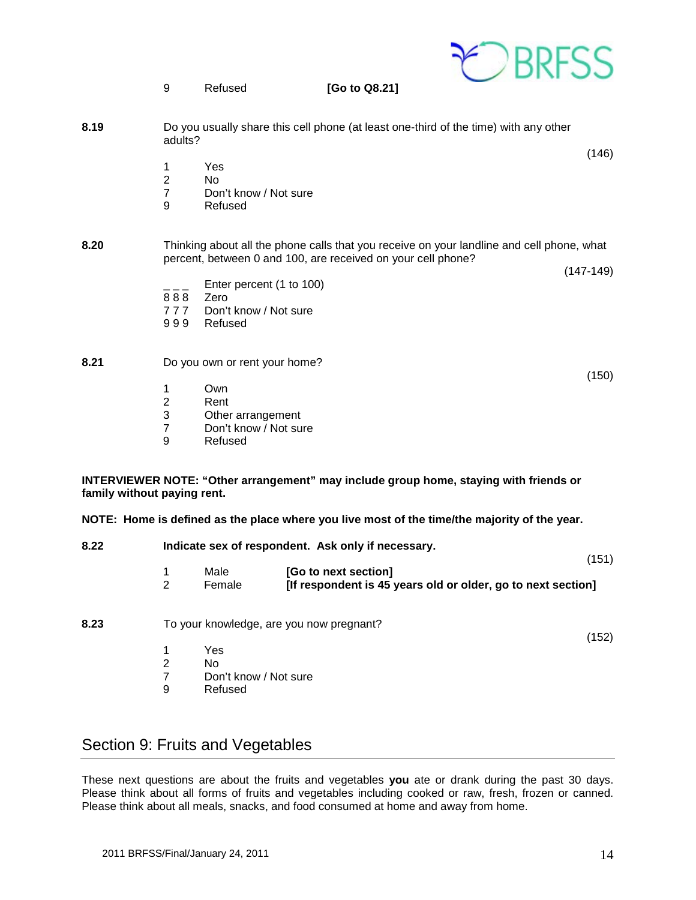9 Refused **[Go to Q8.21]**

**8.19** Do you usually share this cell phone (at least one-third of the time) with any other adults?

(146)

1 Yes
2 No
7 Don't know / Not sure
9 Refused

**8.20** Thinking about all the phone calls that you receive on your landline and cell phone, what percent, between 0 and 100, are received on your cell phone?

(147-149)

_ _ _ Enter percent (1 to 100)
8 8 8 Zero
7 7 7 Don't know / Not sure
9 9 9 Refused

**8.21** Do you own or rent your home?

(150)

1 Own
2 Rent
3 Other arrangement
7 Don't know / Not sure
9 Refused

**INTERVIEWER NOTE: "Other arrangement" may include group home, staying with friends or family without paying rent.**

**NOTE: Home is defined as the place where you live most of the time/the majority of the year.**

**8.22** **Indicate sex of respondent. Ask only if necessary.**

(151)

1 Male **[Go to next section]**
2 Female **[If respondent is 45 years old or older, go to next section]**

**8.23** To your knowledge, are you now pregnant?

(152)

1 Yes
2 No
7 Don't know / Not sure
9 Refused

## Section 9: Fruits and Vegetables

These next questions are about the fruits and vegetables **you** ate or drank during the past 30 days. Please think about all forms of fruits and vegetables including cooked or raw, fresh, frozen or canned. Please think about all meals, snacks, and food consumed at home and away from home.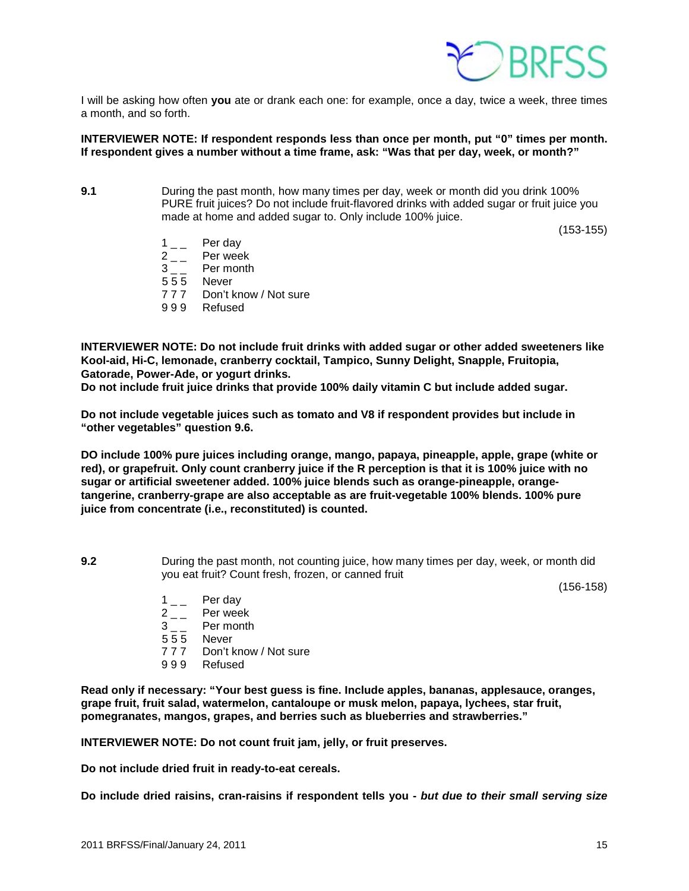I will be asking how often **you** ate or drank each one: for example, once a day, twice a week, three times a month, and so forth.

**INTERVIEWER NOTE: If respondent responds less than once per month, put "0" times per month. If respondent gives a number without a time frame, ask: "Was that per day, week, or month?"**

**9.1** During the past month, how many times per day, week or month did you drink 100% PURE fruit juices? Do not include fruit-flavored drinks with added sugar or fruit juice you made at home and added sugar to. Only include 100% juice.

(153-155)

1 _ _ Per day
2 _ _ Per week
3 _ _ Per month
5 5 5 Never
7 7 7 Don't know / Not sure
9 9 9 Refused

**INTERVIEWER NOTE: Do not include fruit drinks with added sugar or other added sweeteners like Kool-aid, Hi-C, lemonade, cranberry cocktail, Tampico, Sunny Delight, Snapple, Fruitopia, Gatorade, Power-Ade, or yogurt drinks.**
**Do not include fruit juice drinks that provide 100% daily vitamin C but include added sugar.**

**Do not include vegetable juices such as tomato and V8 if respondent provides but include in "other vegetables" question 9.6.**

**DO include 100% pure juices including orange, mango, papaya, pineapple, apple, grape (white or red), or grapefruit. Only count cranberry juice if the R perception is that it is 100% juice with no sugar or artificial sweetener added. 100% juice blends such as orange-pineapple, orange-tangerine, cranberry-grape are also acceptable as are fruit-vegetable 100% blends. 100% pure juice from concentrate (i.e., reconstituted) is counted.**

**9.2** During the past month, not counting juice, how many times per day, week, or month did you eat fruit? Count fresh, frozen, or canned fruit

(156-158)

1 _ _ Per day
2 _ _ Per week
3 _ _ Per month
5 5 5 Never
7 7 7 Don't know / Not sure
9 9 9 Refused

**Read only if necessary: "Your best guess is fine. Include apples, bananas, applesauce, oranges, grape fruit, fruit salad, watermelon, cantaloupe or musk melon, papaya, lychees, star fruit, pomegranates, mangos, grapes, and berries such as blueberries and strawberries."**

**INTERVIEWER NOTE: Do not count fruit jam, jelly, or fruit preserves.**

**Do not include dried fruit in ready-to-eat cereals.**

**Do include dried raisins, cran-raisins if respondent tells you -** ***but due to their small serving size***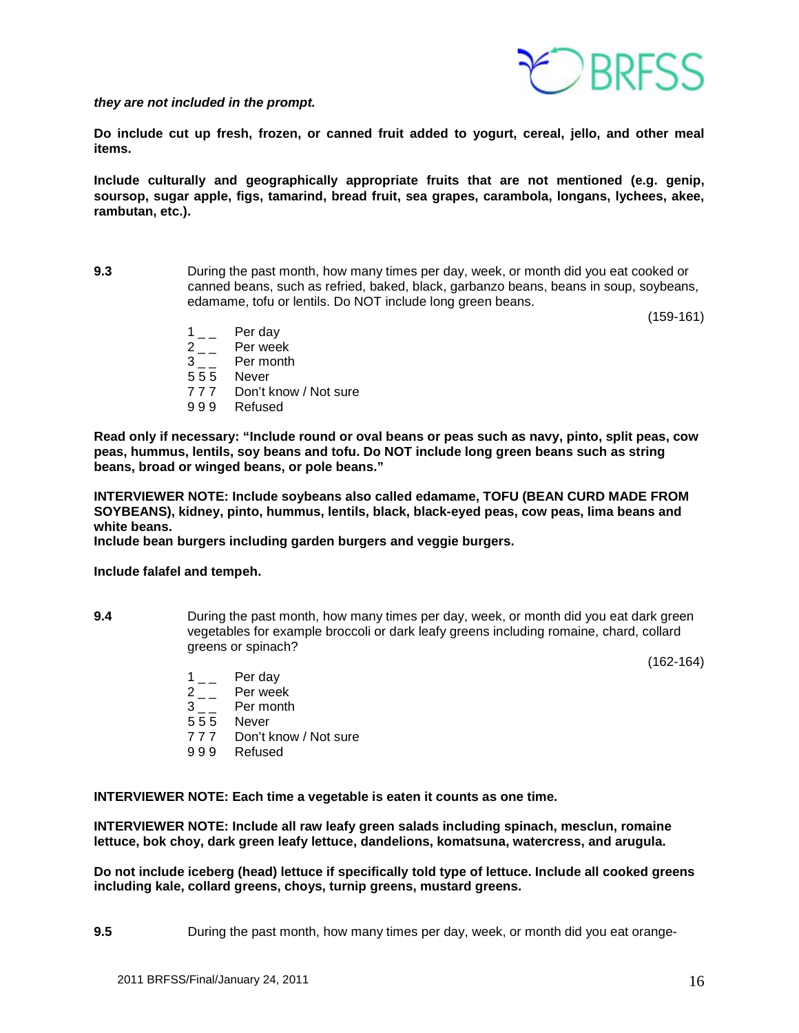***they are not included in the prompt.***

**Do include cut up fresh, frozen, or canned fruit added to yogurt, cereal, jello, and other meal items.**

**Include culturally and geographically appropriate fruits that are not mentioned (e.g. genip, soursop, sugar apple, figs, tamarind, bread fruit, sea grapes, carambola, longans, lychees, akee, rambutan, etc.).**

**9.3** During the past month, how many times per day, week, or month did you eat cooked or canned beans, such as refried, baked, black, garbanzo beans, beans in soup, soybeans, edamame, tofu or lentils. Do NOT include long green beans.

(159-161)

1 _ _ Per day
2 _ _ Per week
3 _ _ Per month
5 5 5 Never
7 7 7 Don't know / Not sure
9 9 9 Refused

**Read only if necessary: "Include round or oval beans or peas such as navy, pinto, split peas, cow peas, hummus, lentils, soy beans and tofu. Do NOT include long green beans such as string beans, broad or winged beans, or pole beans."**

**INTERVIEWER NOTE: Include soybeans also called edamame, TOFU (BEAN CURD MADE FROM SOYBEANS), kidney, pinto, hummus, lentils, black, black-eyed peas, cow peas, lima beans and white beans.**
**Include bean burgers including garden burgers and veggie burgers.**

**Include falafel and tempeh.**

**9.4** During the past month, how many times per day, week, or month did you eat dark green vegetables for example broccoli or dark leafy greens including romaine, chard, collard greens or spinach?

(162-164)

1 _ _ Per day
2 _ _ Per week
3 _ _ Per month
5 5 5 Never
7 7 7 Don't know / Not sure
9 9 9 Refused

**INTERVIEWER NOTE: Each time a vegetable is eaten it counts as one time.**

**INTERVIEWER NOTE: Include all raw leafy green salads including spinach, mesclun, romaine lettuce, bok choy, dark green leafy lettuce, dandelions, komatsuna, watercress, and arugula.**

**Do not include iceberg (head) lettuce if specifically told type of lettuce. Include all cooked greens including kale, collard greens, choys, turnip greens, mustard greens.**

**9.5** During the past month, how many times per day, week, or month did you eat orange-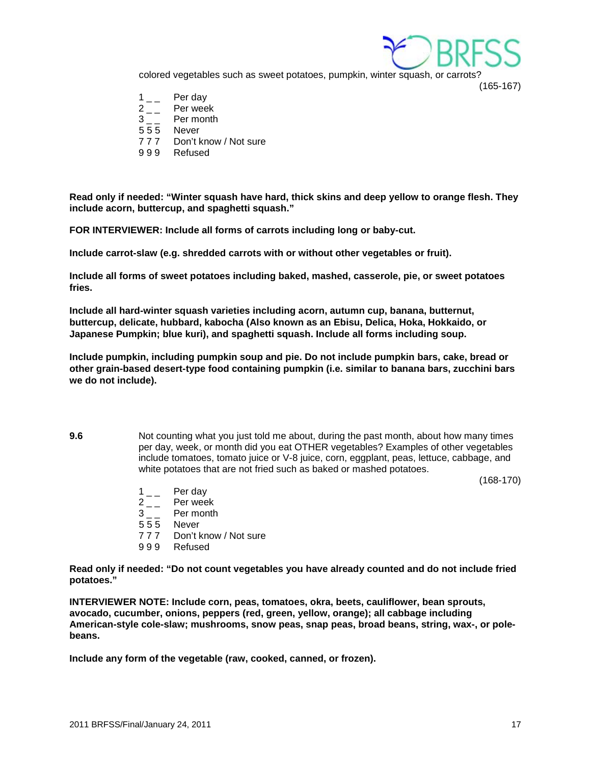colored vegetables such as sweet potatoes, pumpkin, winter squash, or carrots?

(165-167)

1 _ _ Per day
2 _ _ Per week
3 _ _ Per month
5 5 5 Never
7 7 7 Don't know / Not sure
9 9 9 Refused

**Read only if needed: "Winter squash have hard, thick skins and deep yellow to orange flesh. They include acorn, buttercup, and spaghetti squash."**

**FOR INTERVIEWER: Include all forms of carrots including long or baby-cut.**

**Include carrot-slaw (e.g. shredded carrots with or without other vegetables or fruit).**

**Include all forms of sweet potatoes including baked, mashed, casserole, pie, or sweet potatoes fries.**

**Include all hard-winter squash varieties including acorn, autumn cup, banana, butternut, buttercup, delicate, hubbard, kabocha (Also known as an Ebisu, Delica, Hoka, Hokkaido, or Japanese Pumpkin; blue kuri), and spaghetti squash. Include all forms including soup.**

**Include pumpkin, including pumpkin soup and pie. Do not include pumpkin bars, cake, bread or other grain-based desert-type food containing pumpkin (i.e. similar to banana bars, zucchini bars we do not include).**

**9.6** Not counting what you just told me about, during the past month, about how many times per day, week, or month did you eat OTHER vegetables? Examples of other vegetables include tomatoes, tomato juice or V-8 juice, corn, eggplant, peas, lettuce, cabbage, and white potatoes that are not fried such as baked or mashed potatoes.

(168-170)

1 _ _ Per day
2 _ _ Per week
3 _ _ Per month
5 5 5 Never
7 7 7 Don't know / Not sure
9 9 9 Refused

**Read only if needed: "Do not count vegetables you have already counted and do not include fried potatoes."**

**INTERVIEWER NOTE: Include corn, peas, tomatoes, okra, beets, cauliflower, bean sprouts, avocado, cucumber, onions, peppers (red, green, yellow, orange); all cabbage including American-style cole-slaw; mushrooms, snow peas, snap peas, broad beans, string, wax-, or pole-beans.**

**Include any form of the vegetable (raw, cooked, canned, or frozen).**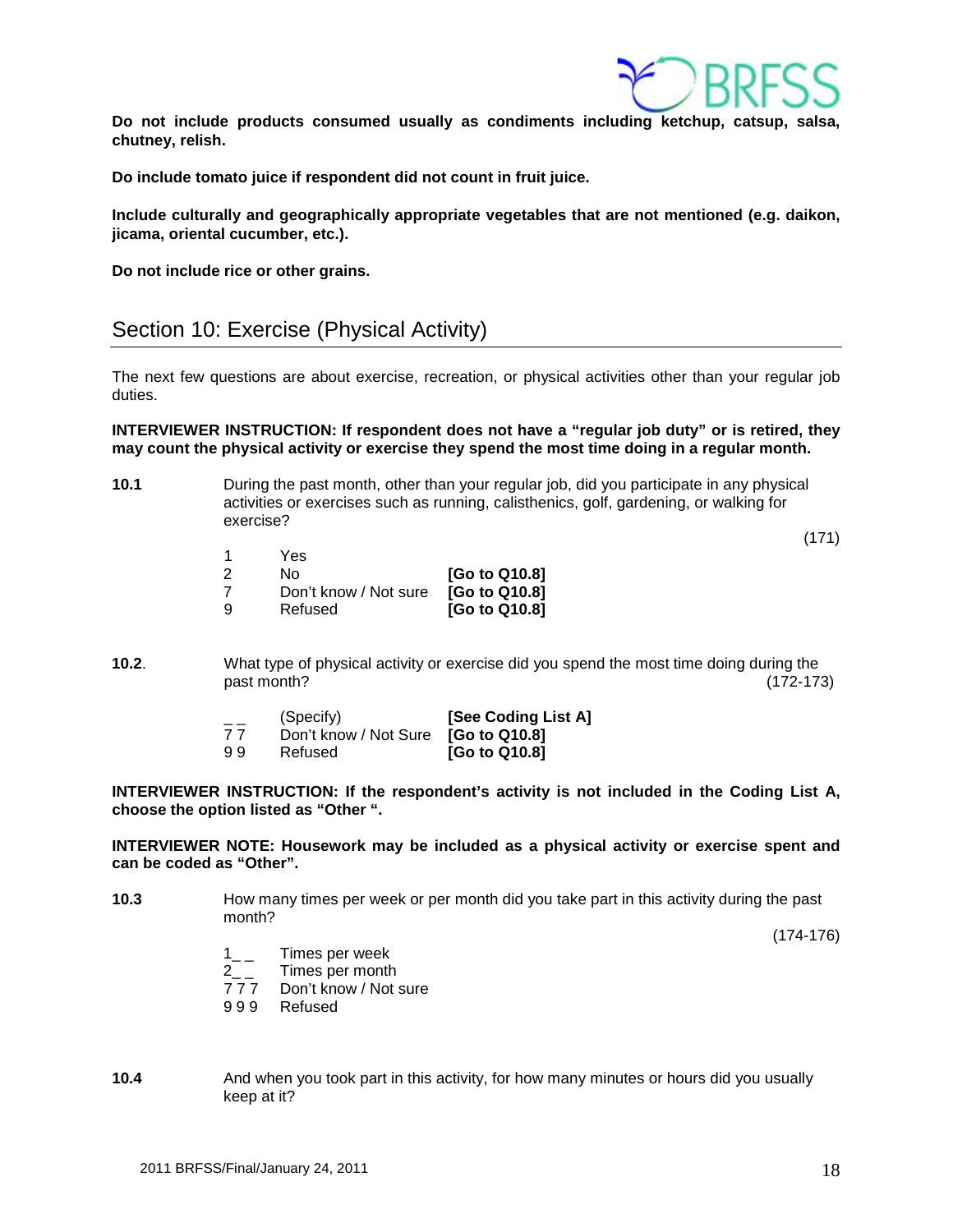**Do not include products consumed usually as condiments including ketchup, catsup, salsa, chutney, relish.**

**Do include tomato juice if respondent did not count in fruit juice.**

**Include culturally and geographically appropriate vegetables that are not mentioned (e.g. daikon, jicama, oriental cucumber, etc.).**

**Do not include rice or other grains.**

## Section 10: Exercise (Physical Activity)

The next few questions are about exercise, recreation, or physical activities other than your regular job duties.

**INTERVIEWER INSTRUCTION: If respondent does not have a "regular job duty" or is retired, they may count the physical activity or exercise they spend the most time doing in a regular month.**

**10.1** During the past month, other than your regular job, did you participate in any physical activities or exercises such as running, calisthenics, golf, gardening, or walking for exercise?

(171)

| | | |
|---|---|---|
| 1 | Yes | |
| 2 | No | **[Go to Q10.8]** |
| 7 | Don't know / Not sure | **[Go to Q10.8]** |
| 9 | Refused | **[Go to Q10.8]** |

**10.2**. What type of physical activity or exercise did you spend the most time doing during the past month? (172-173)

| | | |
|---|---|---|
| _ _ | (Specify) | **[See Coding List A]** |
| 7 7 | Don't know / Not Sure | **[Go to Q10.8]** |
| 9 9 | Refused | **[Go to Q10.8]** |

**INTERVIEWER INSTRUCTION: If the respondent's activity is not included in the Coding List A, choose the option listed as "Other ".**

**INTERVIEWER NOTE: Housework may be included as a physical activity or exercise spent and can be coded as "Other".**

**10.3** How many times per week or per month did you take part in this activity during the past month?

(174-176)

| | |
|---|---|
| 1_ _ | Times per week |
| 2_ _ | Times per month |
| 7 7 7 | Don't know / Not sure |
| 9 9 9 | Refused |

**10.4** And when you took part in this activity, for how many minutes or hours did you usually keep at it?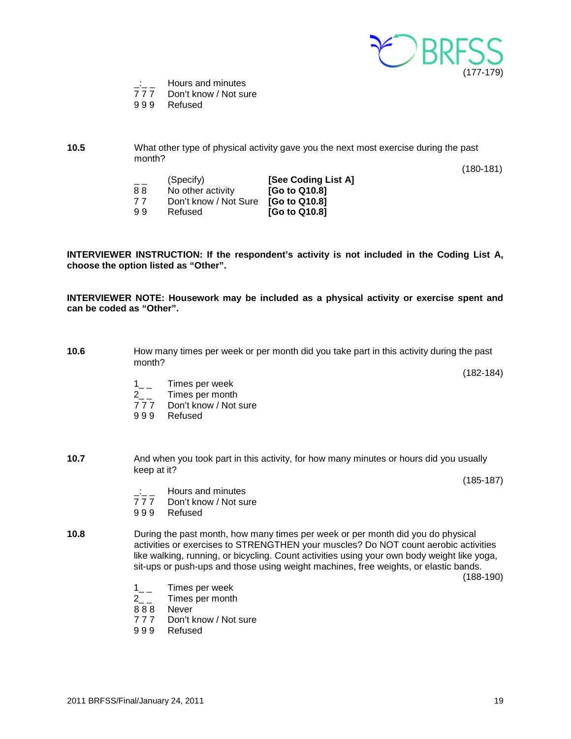(177-179)

| | |
|---|---|
| _:_ _ | Hours and minutes |
| 7 7 7 | Don't know / Not sure |
| 9 9 9 | Refused |

**10.5** What other type of physical activity gave you the next most exercise during the past month?

(180-181)

| | | |
|---|---|---|
| _ _ | (Specify) | **[See Coding List A]** |
| 8 8 | No other activity | **[Go to Q10.8]** |
| 7 7 | Don't know / Not Sure | **[Go to Q10.8]** |
| 9 9 | Refused | **[Go to Q10.8]** |

**INTERVIEWER INSTRUCTION: If the respondent's activity is not included in the Coding List A, choose the option listed as "Other".**

**INTERVIEWER NOTE: Housework may be included as a physical activity or exercise spent and can be coded as "Other".**

**10.6** How many times per week or per month did you take part in this activity during the past month?

(182-184)

| | |
|---|---|
| 1_ _ | Times per week |
| 2_ _ | Times per month |
| 7 7 7 | Don't know / Not sure |
| 9 9 9 | Refused |

**10.7** And when you took part in this activity, for how many minutes or hours did you usually keep at it?

(185-187)

| | |
|---|---|
| _:_ _ | Hours and minutes |
| 7 7 7 | Don't know / Not sure |
| 9 9 9 | Refused |

**10.8** During the past month, how many times per week or per month did you do physical activities or exercises to STRENGTHEN your muscles? Do NOT count aerobic activities like walking, running, or bicycling. Count activities using your own body weight like yoga, sit-ups or push-ups and those using weight machines, free weights, or elastic bands.

(188-190)

| | |
|---|---|
| 1_ _ | Times per week |
| 2_ _ | Times per month |
| 8 8 8 | Never |
| 7 7 7 | Don't know / Not sure |
| 9 9 9 | Refused |

2011 BRFSS/Final/January 24, 2011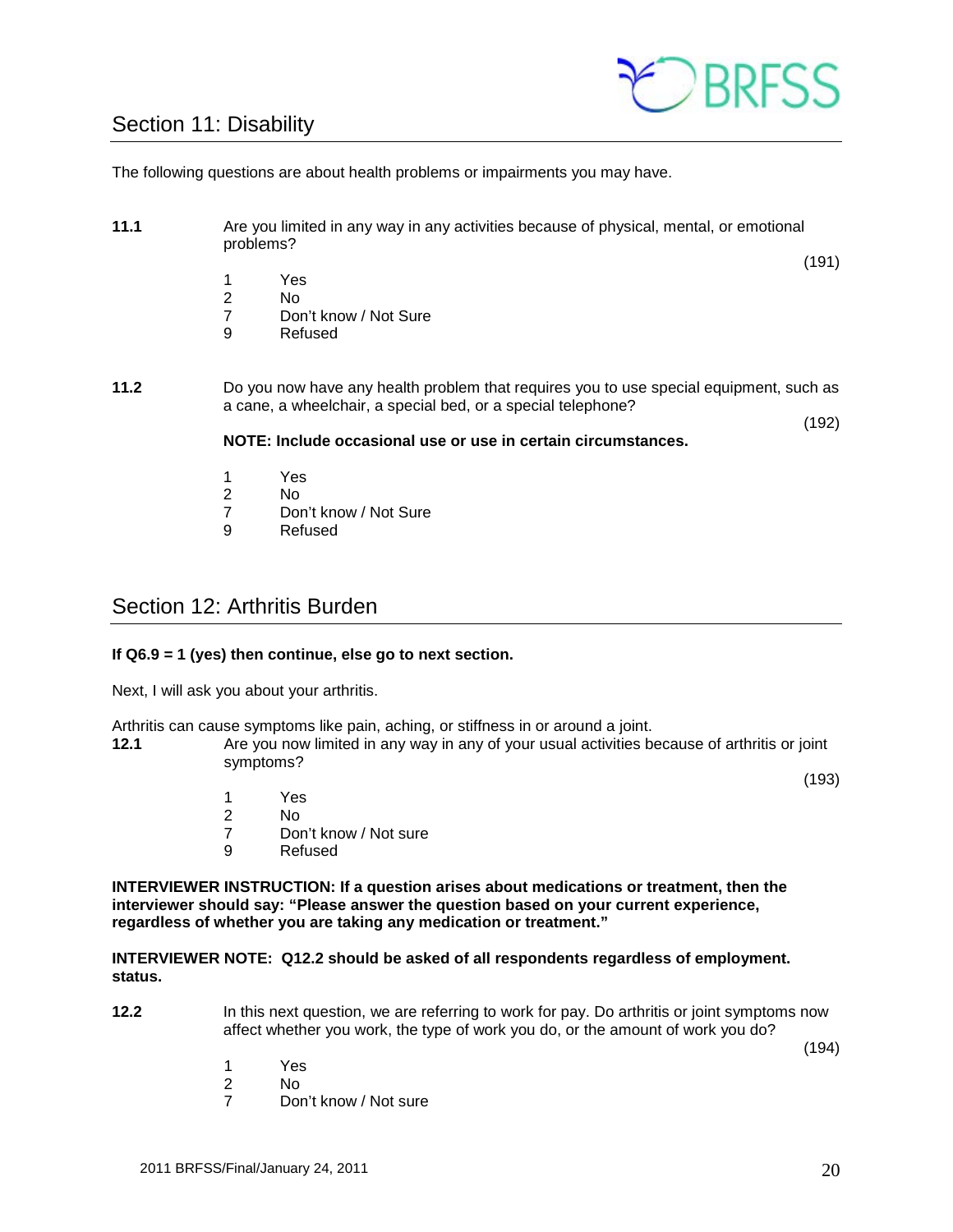## Section 11: Disability

The following questions are about health problems or impairments you may have.

**11.1** Are you limited in any way in any activities because of physical, mental, or emotional problems? (191)

1 Yes
2 No
7 Don't know / Not Sure
9 Refused

**11.2** Do you now have any health problem that requires you to use special equipment, such as a cane, a wheelchair, a special bed, or a special telephone? (192)

**NOTE: Include occasional use or use in certain circumstances.**

1 Yes
2 No
7 Don't know / Not Sure
9 Refused

## Section 12: Arthritis Burden

**If Q6.9 = 1 (yes) then continue, else go to next section.**

Next, I will ask you about your arthritis.

Arthritis can cause symptoms like pain, aching, or stiffness in or around a joint.

**12.1** Are you now limited in any way in any of your usual activities because of arthritis or joint symptoms? (193)

1 Yes
2 No
7 Don't know / Not sure
9 Refused

**INTERVIEWER INSTRUCTION: If a question arises about medications or treatment, then the interviewer should say: "Please answer the question based on your current experience, regardless of whether you are taking any medication or treatment."**

**INTERVIEWER NOTE: Q12.2 should be asked of all respondents regardless of employment. status.**

**12.2** In this next question, we are referring to work for pay. Do arthritis or joint symptoms now affect whether you work, the type of work you do, or the amount of work you do? (194)

1 Yes
2 No
7 Don't know / Not sure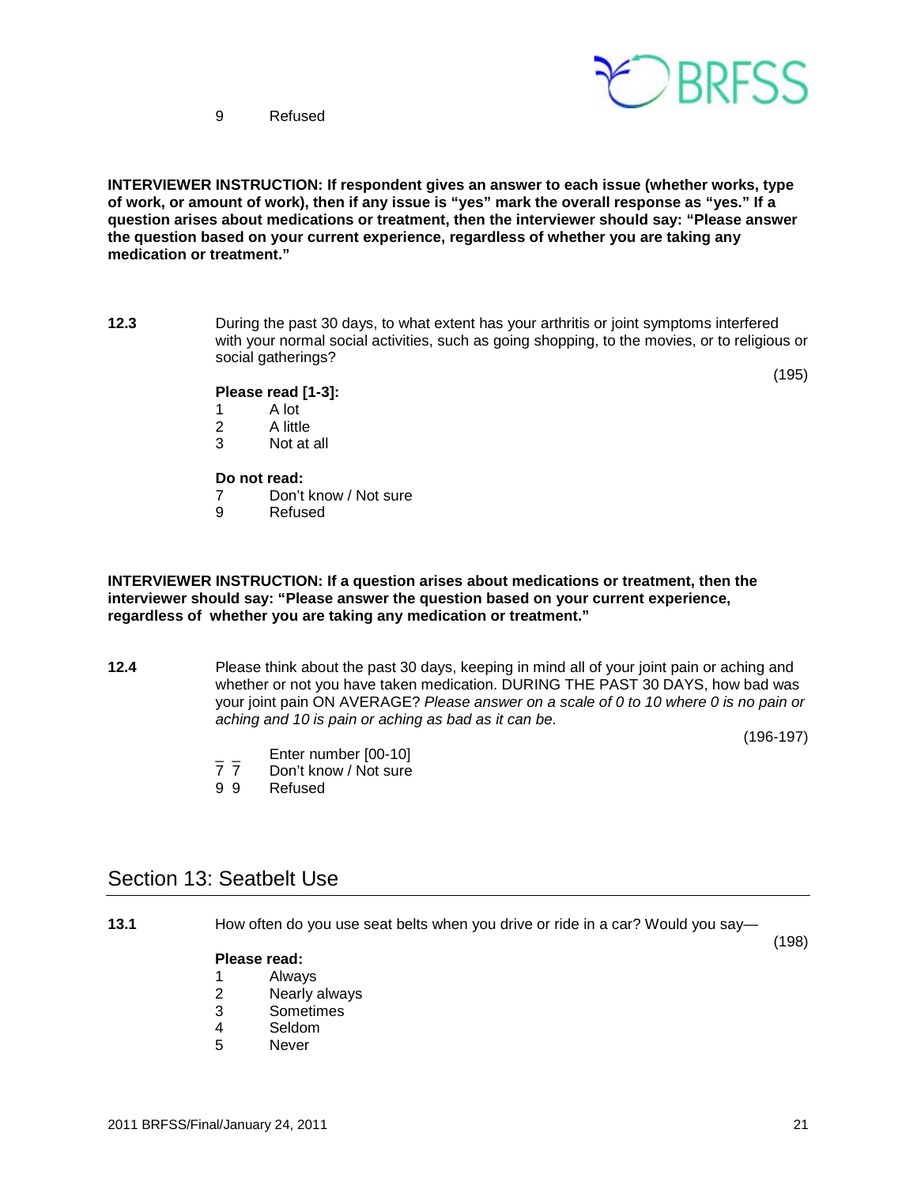9 Refused

**INTERVIEWER INSTRUCTION: If respondent gives an answer to each issue (whether works, type of work, or amount of work), then if any issue is "yes" mark the overall response as "yes." If a question arises about medications or treatment, then the interviewer should say: "Please answer the question based on your current experience, regardless of whether you are taking any medication or treatment."**

**12.3** During the past 30 days, to what extent has your arthritis or joint symptoms interfered with your normal social activities, such as going shopping, to the movies, or to religious or social gatherings?

(195)

**Please read [1-3]:**

1 A lot
2 A little
3 Not at all

**Do not read:**

7 Don't know / Not sure
9 Refused

**INTERVIEWER INSTRUCTION: If a question arises about medications or treatment, then the interviewer should say: "Please answer the question based on your current experience, regardless of whether you are taking any medication or treatment."**

**12.4** Please think about the past 30 days, keeping in mind all of your joint pain or aching and whether or not you have taken medication. DURING THE PAST 30 DAYS, how bad was your joint pain ON AVERAGE? *Please answer on a scale of 0 to 10 where 0 is no pain or aching and 10 is pain or aching as bad as it can be.*

(196-197)

_ _ Enter number [00-10]
7 7 Don't know / Not sure
9 9 Refused

## Section 13: Seatbelt Use

**13.1** How often do you use seat belts when you drive or ride in a car? Would you say—

(198)

**Please read:**

1 Always
2 Nearly always
3 Sometimes
4 Seldom
5 Never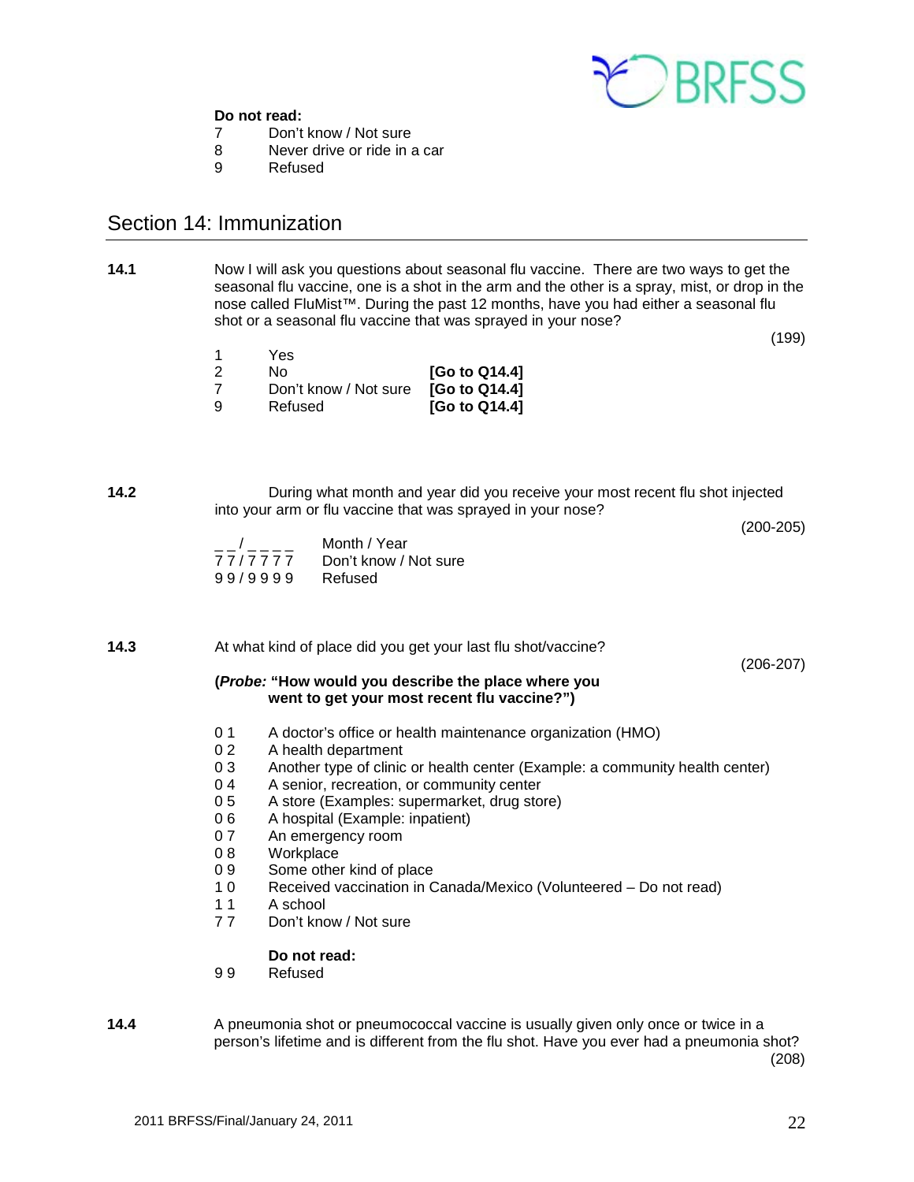**Do not read:**

7 Don't know / Not sure
8 Never drive or ride in a car
9 Refused

## Section 14: Immunization

**14.1** Now I will ask you questions about seasonal flu vaccine. There are two ways to get the seasonal flu vaccine, one is a shot in the arm and the other is a spray, mist, or drop in the nose called FluMist™. During the past 12 months, have you had either a seasonal flu shot or a seasonal flu vaccine that was sprayed in your nose?

(199)

1 Yes
2 No **[Go to Q14.4]**
7 Don't know / Not sure **[Go to Q14.4]**
9 Refused **[Go to Q14.4]**

**14.2** During what month and year did you receive your most recent flu shot injected into your arm or flu vaccine that was sprayed in your nose?

(200-205)

_ _ / _ _ _ _ Month / Year
7 7 / 7 7 7 7 Don't know / Not sure
9 9 / 9 9 9 9 Refused

**14.3** At what kind of place did you get your last flu shot/vaccine?

(206-207)

**(*Probe:* "How would you describe the place where you went to get your most recent flu vaccine?")**

0 1 A doctor's office or health maintenance organization (HMO)
0 2 A health department
0 3 Another type of clinic or health center (Example: a community health center)
0 4 A senior, recreation, or community center
0 5 A store (Examples: supermarket, drug store)
0 6 A hospital (Example: inpatient)
0 7 An emergency room
0 8 Workplace
0 9 Some other kind of place
1 0 Received vaccination in Canada/Mexico (Volunteered – Do not read)
1 1 A school
7 7 Don't know / Not sure

**Do not read:**

9 9 Refused

**14.4** A pneumonia shot or pneumococcal vaccine is usually given only once or twice in a person's lifetime and is different from the flu shot. Have you ever had a pneumonia shot?

(208)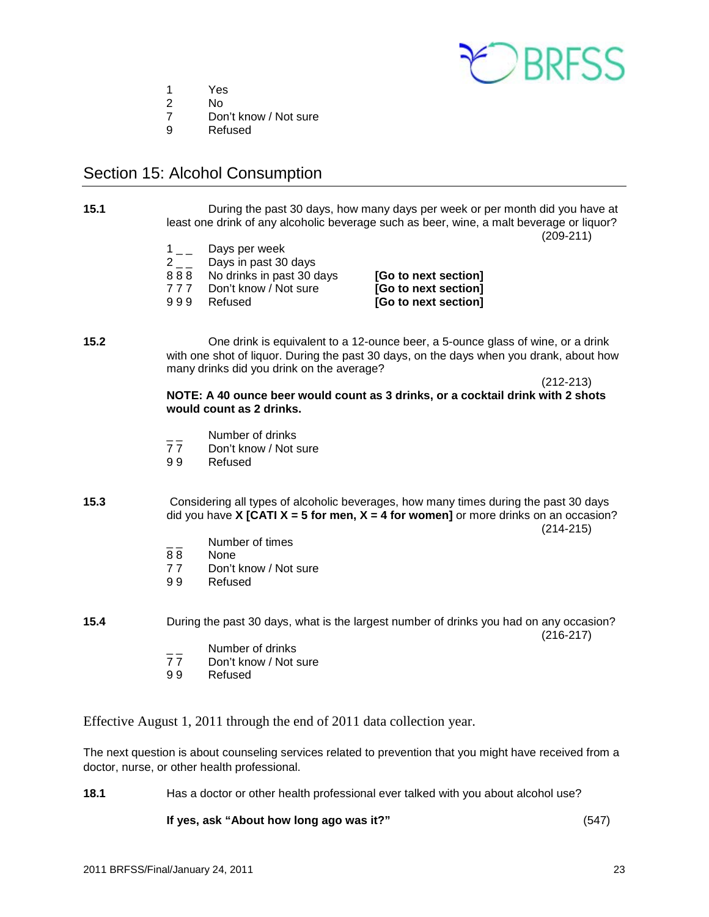1 Yes
2 No
7 Don't know / Not sure
9 Refused

## Section 15: Alcohol Consumption

**15.1** During the past 30 days, how many days per week or per month did you have at least one drink of any alcoholic beverage such as beer, wine, a malt beverage or liquor? (209-211)

| | | |
|---|---|---|
| 1 _ _ | Days per week | |
| 2 _ _ | Days in past 30 days | |
| 8 8 8 | No drinks in past 30 days | **[Go to next section]** |
| 7 7 7 | Don't know / Not sure | **[Go to next section]** |
| 9 9 9 | Refused | **[Go to next section]** |

**15.2** One drink is equivalent to a 12-ounce beer, a 5-ounce glass of wine, or a drink with one shot of liquor. During the past 30 days, on the days when you drank, about how many drinks did you drink on the average? (212-213)

**NOTE: A 40 ounce beer would count as 3 drinks, or a cocktail drink with 2 shots would count as 2 drinks.**

_ _ Number of drinks
7 7 Don't know / Not sure
9 9 Refused

**15.3** Considering all types of alcoholic beverages, how many times during the past 30 days did you have **X [CATI X = 5 for men, X = 4 for women]** or more drinks on an occasion? (214-215)

_ _ Number of times
8 8 None
7 7 Don't know / Not sure
9 9 Refused

**15.4** During the past 30 days, what is the largest number of drinks you had on any occasion? (216-217)

_ _ Number of drinks
7 7 Don't know / Not sure
9 9 Refused

Effective August 1, 2011 through the end of 2011 data collection year.

The next question is about counseling services related to prevention that you might have received from a doctor, nurse, or other health professional.

**18.1** Has a doctor or other health professional ever talked with you about alcohol use?

**If yes, ask "About how long ago was it?"** (547)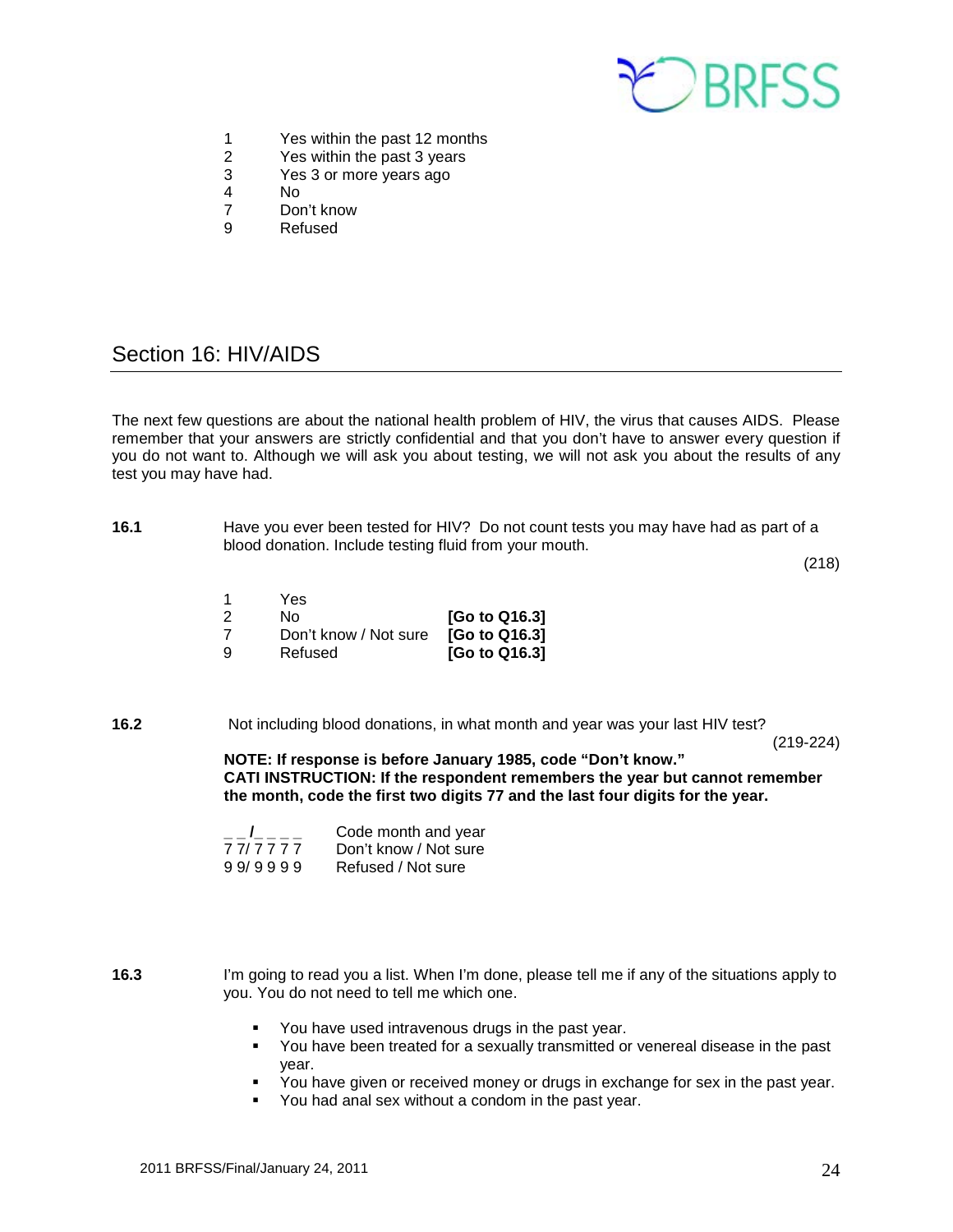1 Yes within the past 12 months
2 Yes within the past 3 years
3 Yes 3 or more years ago
4 No
7 Don't know
9 Refused

## Section 16: HIV/AIDS

The next few questions are about the national health problem of HIV, the virus that causes AIDS. Please remember that your answers are strictly confidential and that you don't have to answer every question if you do not want to. Although we will ask you about testing, we will not ask you about the results of any test you may have had.

**16.1** Have you ever been tested for HIV? Do not count tests you may have had as part of a blood donation. Include testing fluid from your mouth.

(218)

| | | |
|---|---|---|
| 1 | Yes | |
| 2 | No | **[Go to Q16.3]** |
| 7 | Don't know / Not sure | **[Go to Q16.3]** |
| 9 | Refused | **[Go to Q16.3]** |

**16.2** Not including blood donations, in what month and year was your last HIV test?

(219-224)

**NOTE: If response is before January 1985, code "Don't know."**
**CATI INSTRUCTION: If the respondent remembers the year but cannot remember the month, code the first two digits 77 and the last four digits for the year.**

| | |
|---|---|
| _ _/_ _ _ _ | Code month and year |
| 7 7/ 7 7 7 7 | Don't know / Not sure |
| 9 9/ 9 9 9 9 | Refused / Not sure |

**16.3** I'm going to read you a list. When I'm done, please tell me if any of the situations apply to you. You do not need to tell me which one.

- You have used intravenous drugs in the past year.
- You have been treated for a sexually transmitted or venereal disease in the past year.
- You have given or received money or drugs in exchange for sex in the past year.
- You had anal sex without a condom in the past year.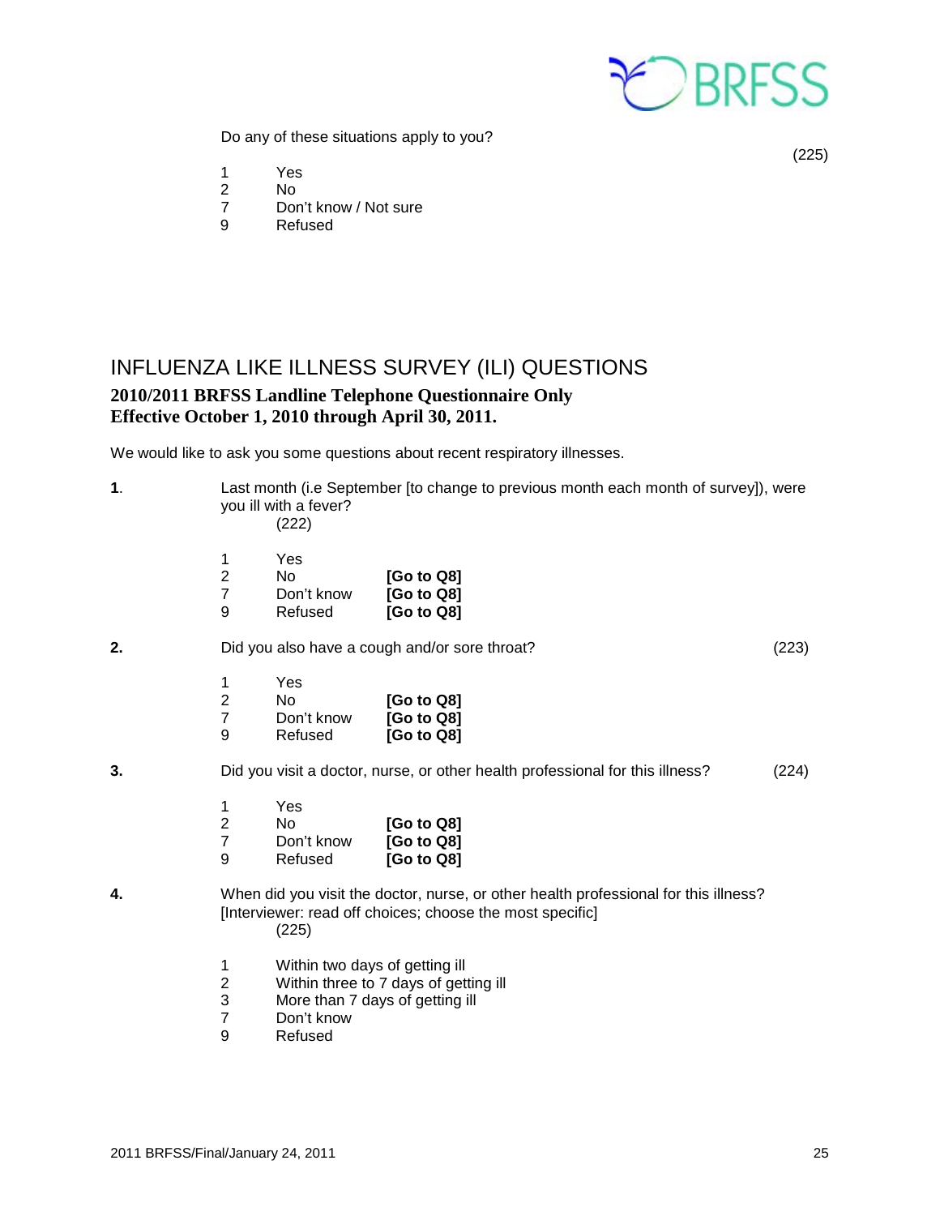Do any of these situations apply to you?

(225)

1 Yes
2 No
7 Don't know / Not sure
9 Refused

## INFLUENZA LIKE ILLNESS SURVEY (ILI) QUESTIONS

### 2010/2011 BRFSS Landline Telephone Questionnaire Only
### Effective October 1, 2010 through April 30, 2011.

We would like to ask you some questions about recent respiratory illnesses.

**1**. Last month (i.e September [to change to previous month each month of survey]), were you ill with a fever?
(222)

1 Yes
2 No **[Go to Q8]**
7 Don't know **[Go to Q8]**
9 Refused **[Go to Q8]**

**2.** Did you also have a cough and/or sore throat? (223)

1 Yes
2 No **[Go to Q8]**
7 Don't know **[Go to Q8]**
9 Refused **[Go to Q8]**

**3.** Did you visit a doctor, nurse, or other health professional for this illness? (224)

1 Yes
2 No **[Go to Q8]**
7 Don't know **[Go to Q8]**
9 Refused **[Go to Q8]**

**4.** When did you visit the doctor, nurse, or other health professional for this illness? [Interviewer: read off choices; choose the most specific]
(225)

1 Within two days of getting ill
2 Within three to 7 days of getting ill
3 More than 7 days of getting ill
7 Don't know
9 Refused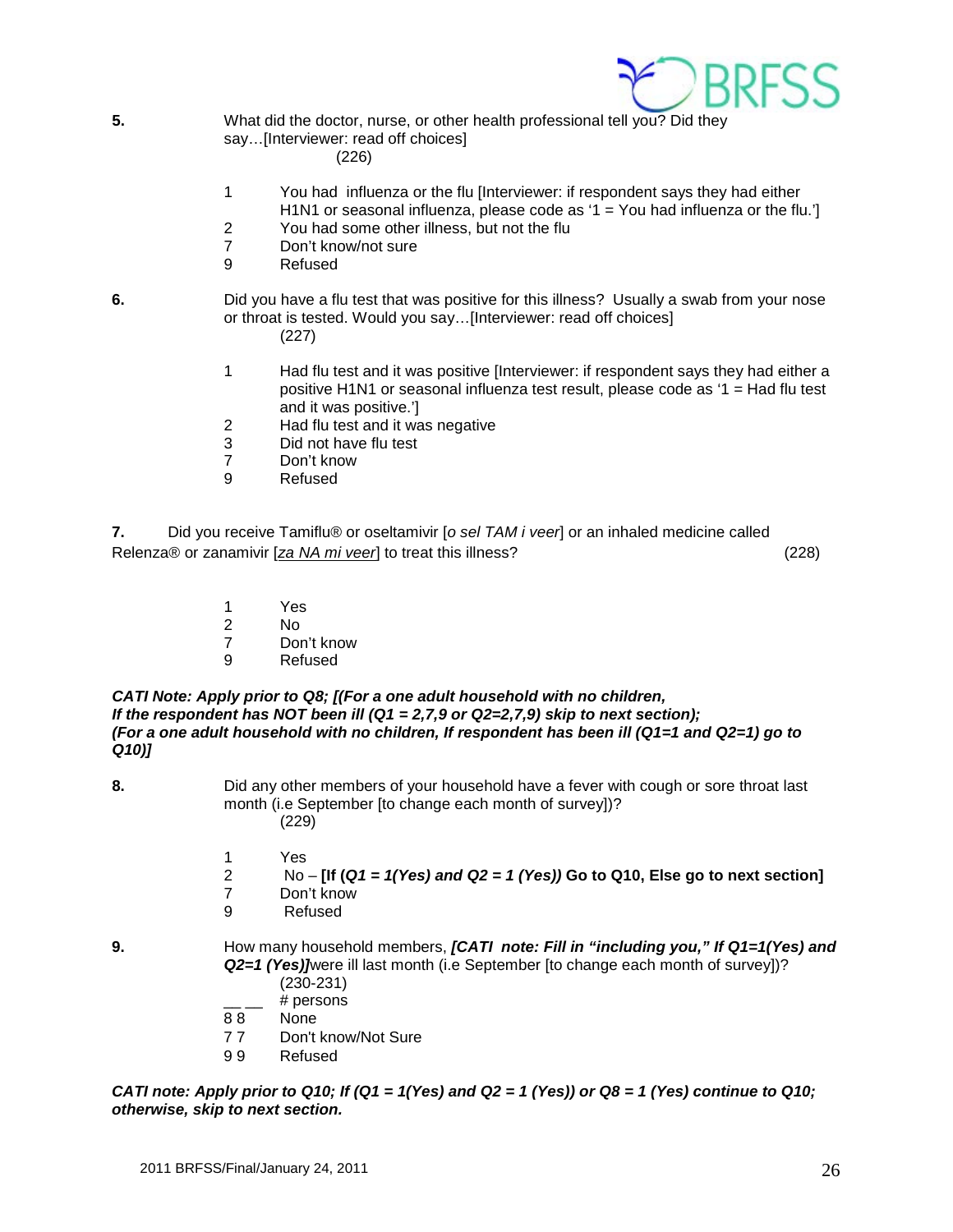**5.** What did the doctor, nurse, or other health professional tell you? Did they say…[Interviewer: read off choices]
(226)

1 You had influenza or the flu [Interviewer: if respondent says they had either H1N1 or seasonal influenza, please code as '1 = You had influenza or the flu.']
2 You had some other illness, but not the flu
7 Don't know/not sure
9 Refused

**6.** Did you have a flu test that was positive for this illness? Usually a swab from your nose or throat is tested. Would you say…[Interviewer: read off choices]
(227)

1 Had flu test and it was positive [Interviewer: if respondent says they had either a positive H1N1 or seasonal influenza test result, please code as '1 = Had flu test and it was positive.']
2 Had flu test and it was negative
3 Did not have flu test
7 Don't know
9 Refused

**7.** Did you receive Tamiflu® or oseltamivir [*o sel TAM i veer*] or an inhaled medicine called Relenza® or zanamivir [*za NA mi veer*] to treat this illness? (228)

1 Yes
2 No
7 Don't know
9 Refused

***CATI Note: Apply prior to Q8; [(For a one adult household with no children, If the respondent has NOT been ill (Q1 = 2,7,9 or Q2=2,7,9) skip to next section); (For a one adult household with no children, If respondent has been ill (Q1=1 and Q2=1) go to Q10)]***

**8.** Did any other members of your household have a fever with cough or sore throat last month (i.e September [to change each month of survey])?
(229)

1 Yes
2 No – **[If (*Q1 = 1(Yes) and Q2 = 1 (Yes)*) Go to Q10, Else go to next section]**
7 Don't know
9 Refused

**9.** How many household members, ***[CATI note: Fill in "including you," If Q1=1(Yes) and Q2=1 (Yes)]***were ill last month (i.e September [to change each month of survey])?
(230-231)

__ __ # persons
8 8 None
7 7 Don't know/Not Sure
9 9 Refused

***CATI note: Apply prior to Q10; If (Q1 = 1(Yes) and Q2 = 1 (Yes)) or Q8 = 1 (Yes) continue to Q10; otherwise, skip to next section.***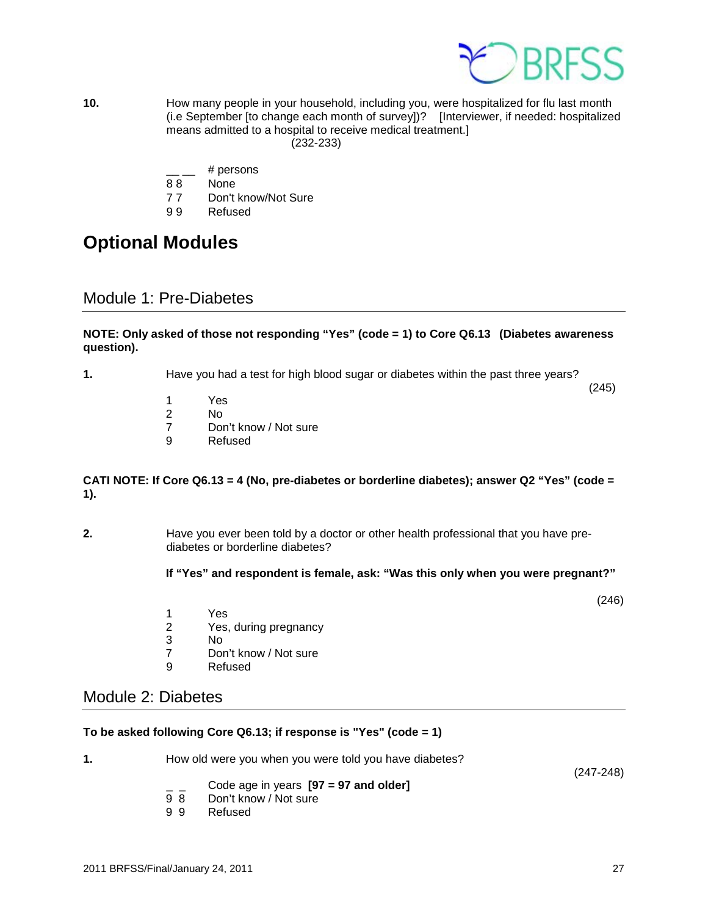**10.** How many people in your household, including you, were hospitalized for flu last month (i.e September [to change each month of survey])? [Interviewer, if needed: hospitalized means admitted to a hospital to receive medical treatment.]
(232-233)

\_\_ \_\_ # persons
8 8 None
7 7 Don't know/Not Sure
9 9 Refused

# Optional Modules

## Module 1: Pre-Diabetes

**NOTE: Only asked of those not responding "Yes" (code = 1) to Core Q6.13 (Diabetes awareness question).**

**1.** Have you had a test for high blood sugar or diabetes within the past three years?
(245)

1 Yes
2 No
7 Don't know / Not sure
9 Refused

**CATI NOTE: If Core Q6.13 = 4 (No, pre-diabetes or borderline diabetes); answer Q2 "Yes" (code = 1).**

**2.** Have you ever been told by a doctor or other health professional that you have pre-diabetes or borderline diabetes?

**If "Yes" and respondent is female, ask: "Was this only when you were pregnant?"**

(246)

1 Yes
2 Yes, during pregnancy
3 No
7 Don't know / Not sure
9 Refused

## Module 2: Diabetes

**To be asked following Core Q6.13; if response is "Yes" (code = 1)**

**1.** How old were you when you were told you have diabetes?
(247-248)

\_ \_ Code age in years **[97 = 97 and older]**
9 8 Don't know / Not sure
9 9 Refused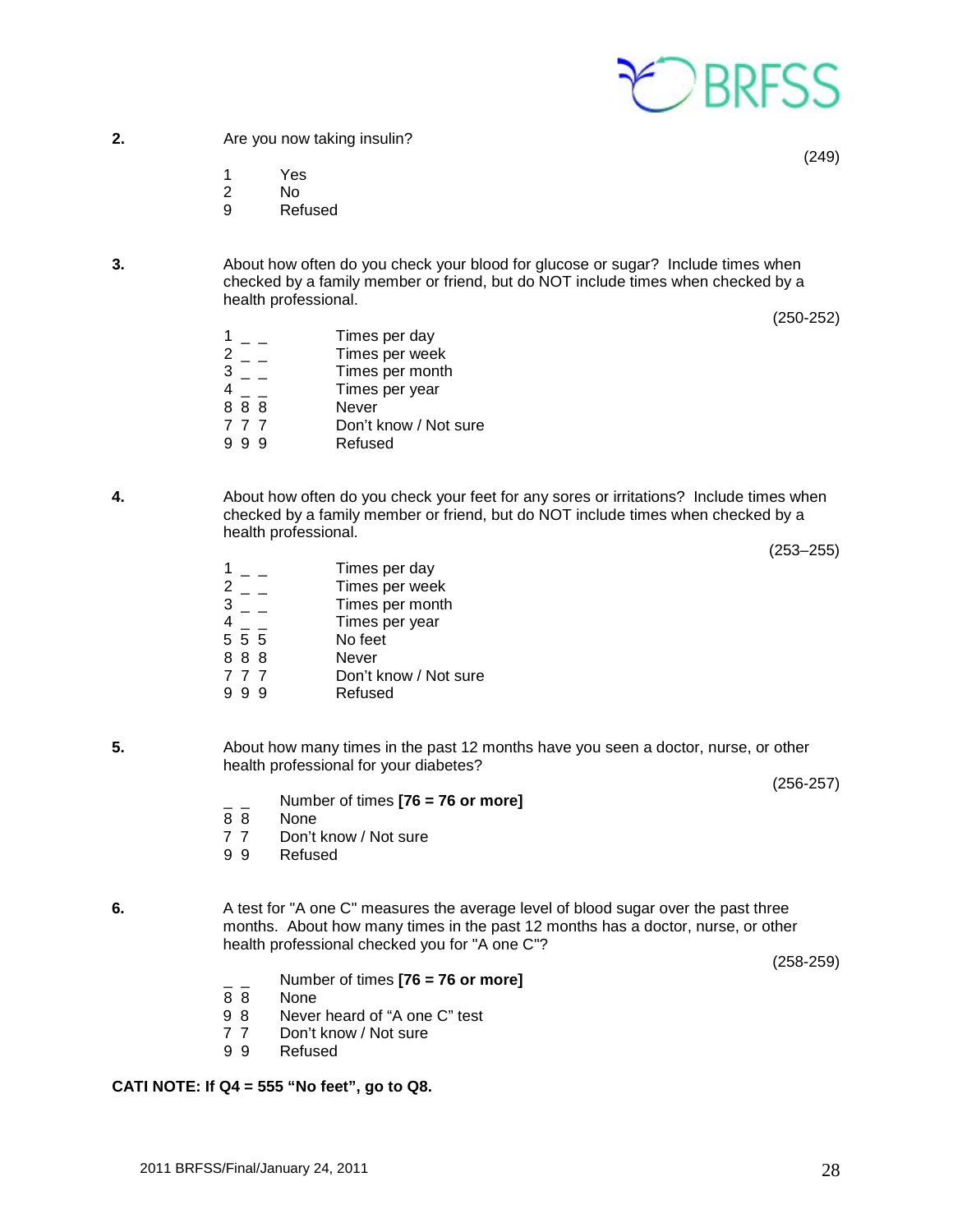**2.** Are you now taking insulin?

(249)

1 Yes
2 No
9 Refused

**3.** About how often do you check your blood for glucose or sugar? Include times when checked by a family member or friend, but do NOT include times when checked by a health professional.

(250-252)

1 _ _ Times per day
2 _ _ Times per week
3 _ _ Times per month
4 _ _ Times per year
8 8 8 Never
7 7 7 Don't know / Not sure
9 9 9 Refused

**4.** About how often do you check your feet for any sores or irritations? Include times when checked by a family member or friend, but do NOT include times when checked by a health professional.

(253–255)

1 _ _ Times per day
2 _ _ Times per week
3 _ _ Times per month
4 _ _ Times per year
5 5 5 No feet
8 8 8 Never
7 7 7 Don't know / Not sure
9 9 9 Refused

**5.** About how many times in the past 12 months have you seen a doctor, nurse, or other health professional for your diabetes?

(256-257)

_ _ Number of times **[76 = 76 or more]**
8 8 None
7 7 Don't know / Not sure
9 9 Refused

**6.** A test for "A one C" measures the average level of blood sugar over the past three months. About how many times in the past 12 months has a doctor, nurse, or other health professional checked you for "A one C"?

(258-259)

_ _ Number of times **[76 = 76 or more]**
8 8 None
9 8 Never heard of "A one C" test
7 7 Don't know / Not sure
9 9 Refused

**CATI NOTE: If Q4 = 555 "No feet", go to Q8.**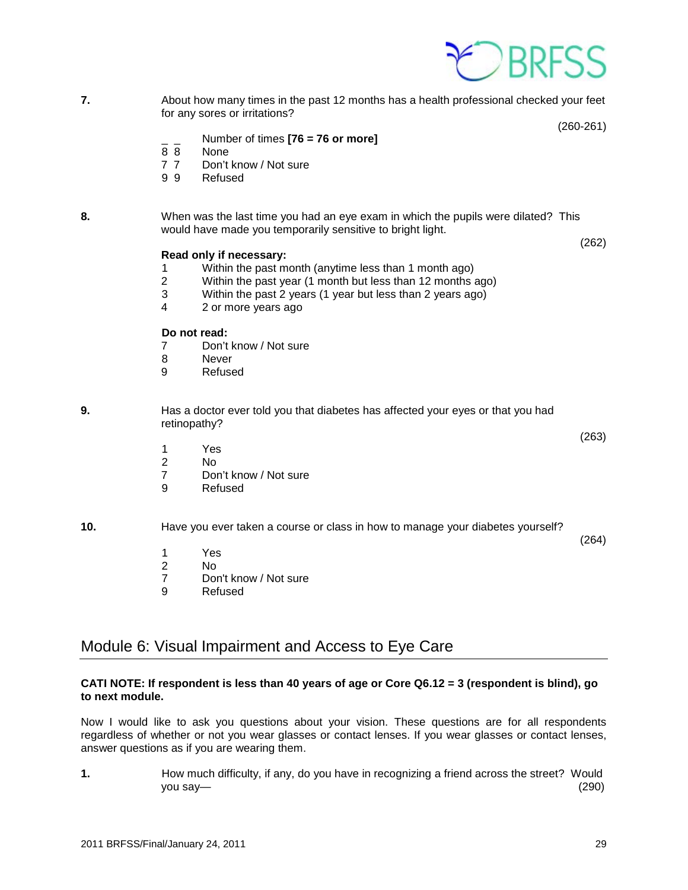**7.** About how many times in the past 12 months has a health professional checked your feet for any sores or irritations?

(260-261)

_ _ Number of times **[76 = 76 or more]**
8 8 None
7 7 Don't know / Not sure
9 9 Refused

**8.** When was the last time you had an eye exam in which the pupils were dilated? This would have made you temporarily sensitive to bright light.

(262)

**Read only if necessary:**

1 Within the past month (anytime less than 1 month ago)
2 Within the past year (1 month but less than 12 months ago)
3 Within the past 2 years (1 year but less than 2 years ago)
4 2 or more years ago

**Do not read:**

7 Don't know / Not sure
8 Never
9 Refused

**9.** Has a doctor ever told you that diabetes has affected your eyes or that you had retinopathy?

(263)

1 Yes
2 No
7 Don't know / Not sure
9 Refused

**10.** Have you ever taken a course or class in how to manage your diabetes yourself?

(264)

1 Yes
2 No
7 Don't know / Not sure
9 Refused

## Module 6: Visual Impairment and Access to Eye Care

**CATI NOTE: If respondent is less than 40 years of age or Core Q6.12 = 3 (respondent is blind), go to next module.**

Now I would like to ask you questions about your vision. These questions are for all respondents regardless of whether or not you wear glasses or contact lenses. If you wear glasses or contact lenses, answer questions as if you are wearing them.

**1.** How much difficulty, if any, do you have in recognizing a friend across the street? Would you say— (290)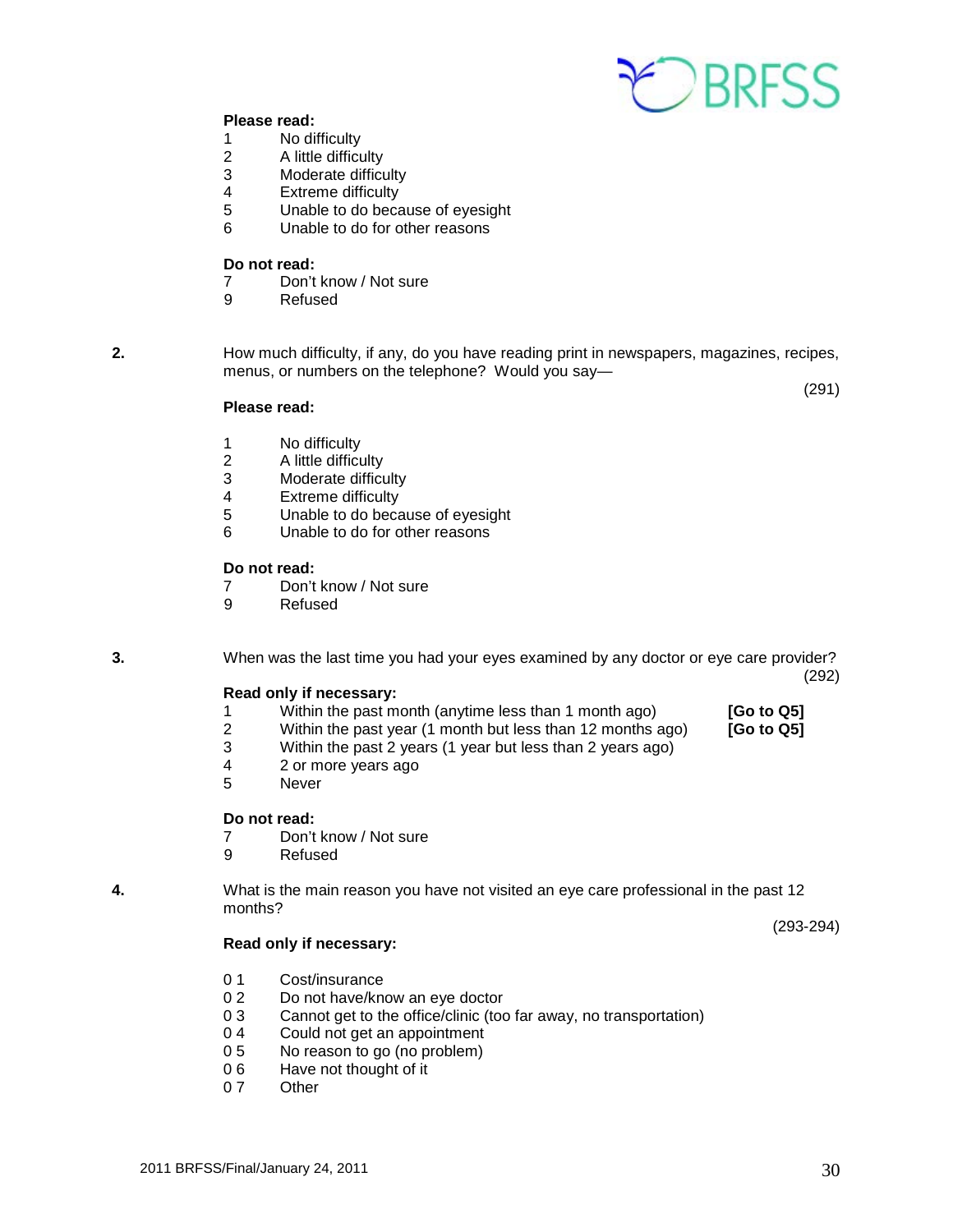**Please read:**

1 No difficulty
2 A little difficulty
3 Moderate difficulty
4 Extreme difficulty
5 Unable to do because of eyesight
6 Unable to do for other reasons

**Do not read:**

7 Don't know / Not sure
9 Refused

**2.** How much difficulty, if any, do you have reading print in newspapers, magazines, recipes, menus, or numbers on the telephone? Would you say—

(291)

**Please read:**

1 No difficulty
2 A little difficulty
3 Moderate difficulty
4 Extreme difficulty
5 Unable to do because of eyesight
6 Unable to do for other reasons

**Do not read:**

7 Don't know / Not sure
9 Refused

**3.** When was the last time you had your eyes examined by any doctor or eye care provider?

(292)

**Read only if necessary:**

1 Within the past month (anytime less than 1 month ago) **[Go to Q5]**
2 Within the past year (1 month but less than 12 months ago) **[Go to Q5]**
3 Within the past 2 years (1 year but less than 2 years ago)
4 2 or more years ago
5 Never

**Do not read:**

7 Don't know / Not sure
9 Refused

**4.** What is the main reason you have not visited an eye care professional in the past 12 months?

(293-294)

**Read only if necessary:**

0 1 Cost/insurance
0 2 Do not have/know an eye doctor
0 3 Cannot get to the office/clinic (too far away, no transportation)
0 4 Could not get an appointment
0 5 No reason to go (no problem)
0 6 Have not thought of it
0 7 Other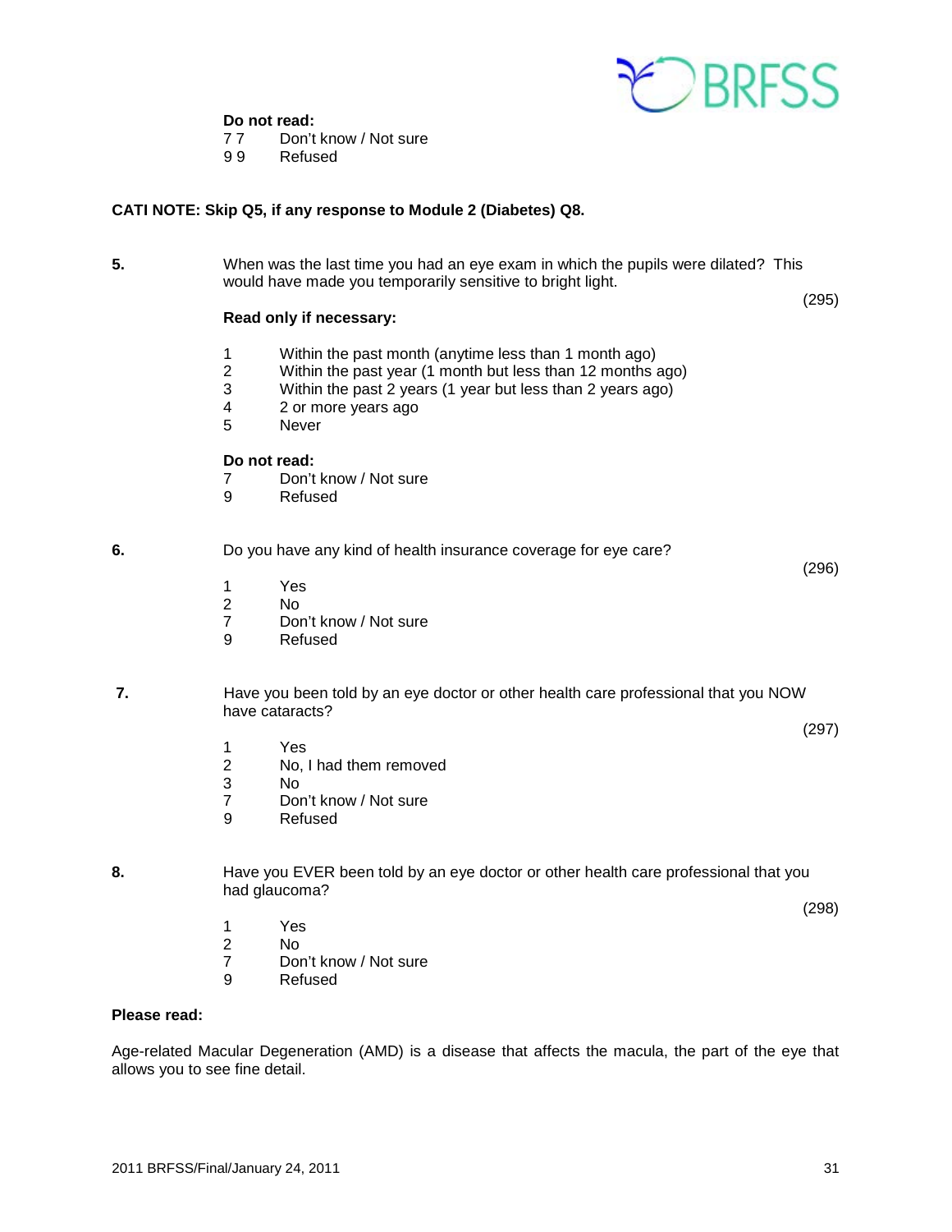**Do not read:**

7 7 Don't know / Not sure
9 9 Refused

**CATI NOTE: Skip Q5, if any response to Module 2 (Diabetes) Q8.**

**5.** When was the last time you had an eye exam in which the pupils were dilated? This would have made you temporarily sensitive to bright light.

(295)

**Read only if necessary:**

1 Within the past month (anytime less than 1 month ago)
2 Within the past year (1 month but less than 12 months ago)
3 Within the past 2 years (1 year but less than 2 years ago)
4 2 or more years ago
5 Never

**Do not read:**

7 Don't know / Not sure
9 Refused

**6.** Do you have any kind of health insurance coverage for eye care?

(296)

1 Yes
2 No
7 Don't know / Not sure
9 Refused

**7.** Have you been told by an eye doctor or other health care professional that you NOW have cataracts?

(297)

1 Yes
2 No, I had them removed
3 No
7 Don't know / Not sure
9 Refused

**8.** Have you EVER been told by an eye doctor or other health care professional that you had glaucoma?

(298)

1 Yes
2 No
7 Don't know / Not sure
9 Refused

**Please read:**

Age-related Macular Degeneration (AMD) is a disease that affects the macula, the part of the eye that allows you to see fine detail.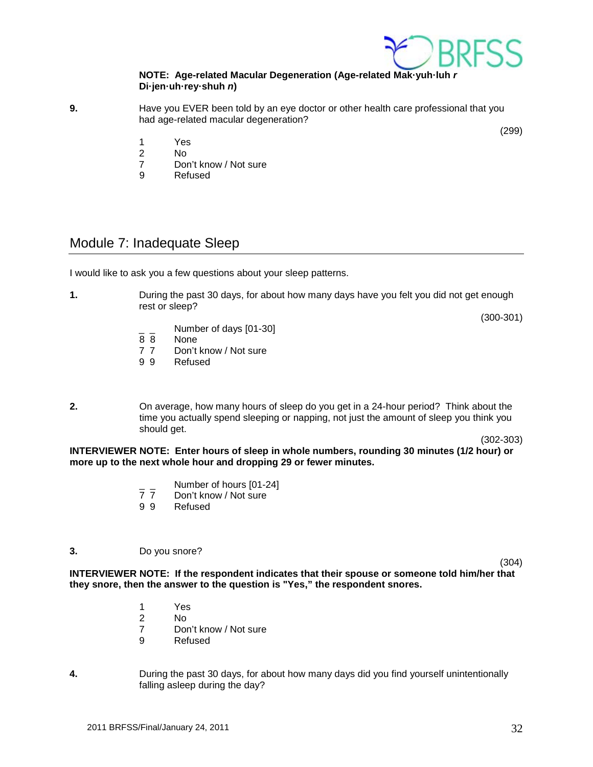**NOTE: Age-related Macular Degeneration (Age-related Mak·yuh·luh *r* Di·jen·uh·rey·shuh *n*)**

**9.** Have you EVER been told by an eye doctor or other health care professional that you had age-related macular degeneration?

(299)

1 Yes
2 No
7 Don't know / Not sure
9 Refused

## Module 7: Inadequate Sleep

I would like to ask you a few questions about your sleep patterns.

**1.** During the past 30 days, for about how many days have you felt you did not get enough rest or sleep?

(300-301)

_ _ Number of days [01-30]
8 8 None
7 7 Don't know / Not sure
9 9 Refused

**2.** On average, how many hours of sleep do you get in a 24-hour period? Think about the time you actually spend sleeping or napping, not just the amount of sleep you think you should get.

(302-303)

**INTERVIEWER NOTE: Enter hours of sleep in whole numbers, rounding 30 minutes (1/2 hour) or more up to the next whole hour and dropping 29 or fewer minutes.**

_ _ Number of hours [01-24]
7 7 Don't know / Not sure
9 9 Refused

**3.** Do you snore?

(304)

**INTERVIEWER NOTE: If the respondent indicates that their spouse or someone told him/her that they snore, then the answer to the question is "Yes," the respondent snores.**

1 Yes
2 No
7 Don't know / Not sure
9 Refused

**4.** During the past 30 days, for about how many days did you find yourself unintentionally falling asleep during the day?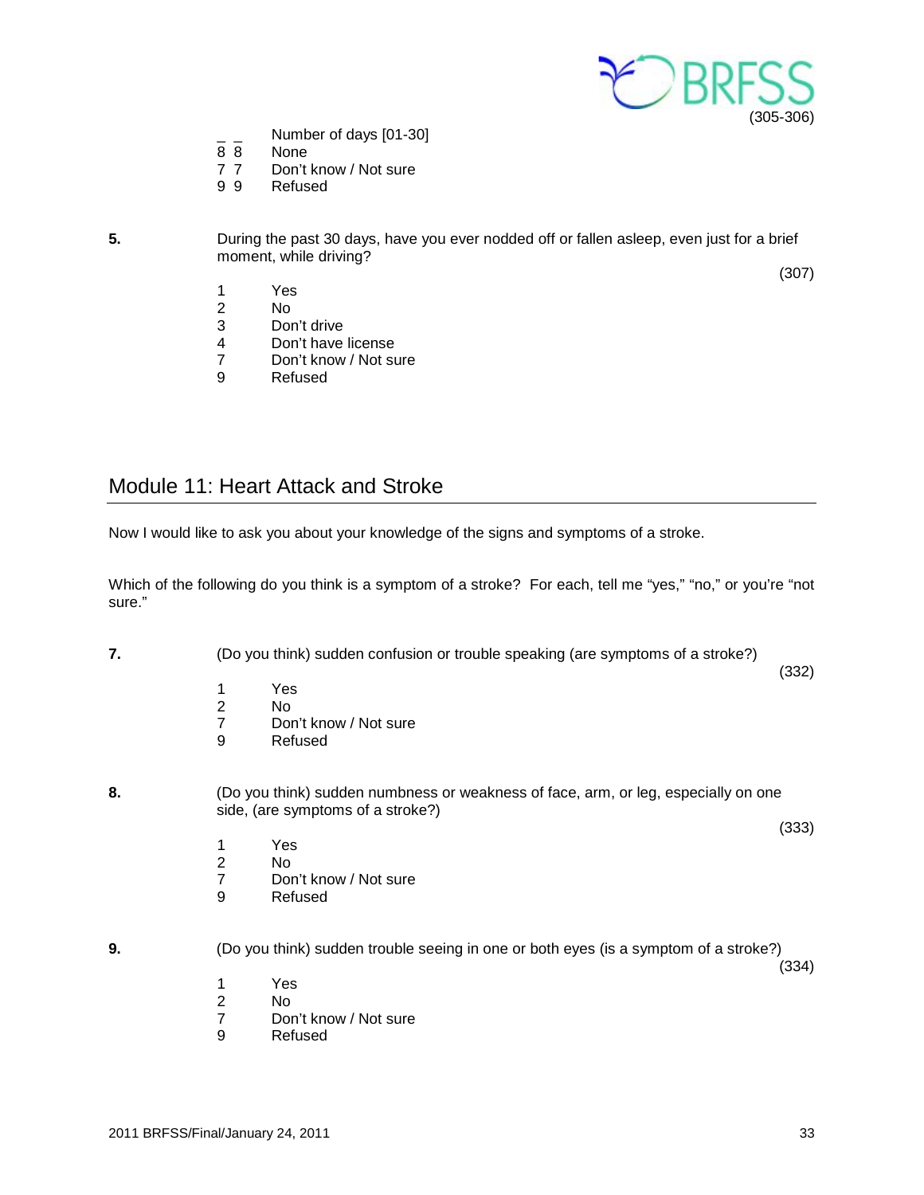(305-306)

_ _ Number of days [01-30]
8 8 None
7 7 Don't know / Not sure
9 9 Refused

**5.** During the past 30 days, have you ever nodded off or fallen asleep, even just for a brief moment, while driving?

(307)

1 Yes
2 No
3 Don't drive
4 Don't have license
7 Don't know / Not sure
9 Refused

## Module 11: Heart Attack and Stroke

Now I would like to ask you about your knowledge of the signs and symptoms of a stroke.

Which of the following do you think is a symptom of a stroke? For each, tell me "yes," "no," or you're "not sure."

**7.** (Do you think) sudden confusion or trouble speaking (are symptoms of a stroke?)

(332)

1 Yes
2 No
7 Don't know / Not sure
9 Refused

**8.** (Do you think) sudden numbness or weakness of face, arm, or leg, especially on one side, (are symptoms of a stroke?)

(333)

1 Yes
2 No
7 Don't know / Not sure
9 Refused

**9.** (Do you think) sudden trouble seeing in one or both eyes (is a symptom of a stroke?)

(334)

1 Yes
2 No
7 Don't know / Not sure
9 Refused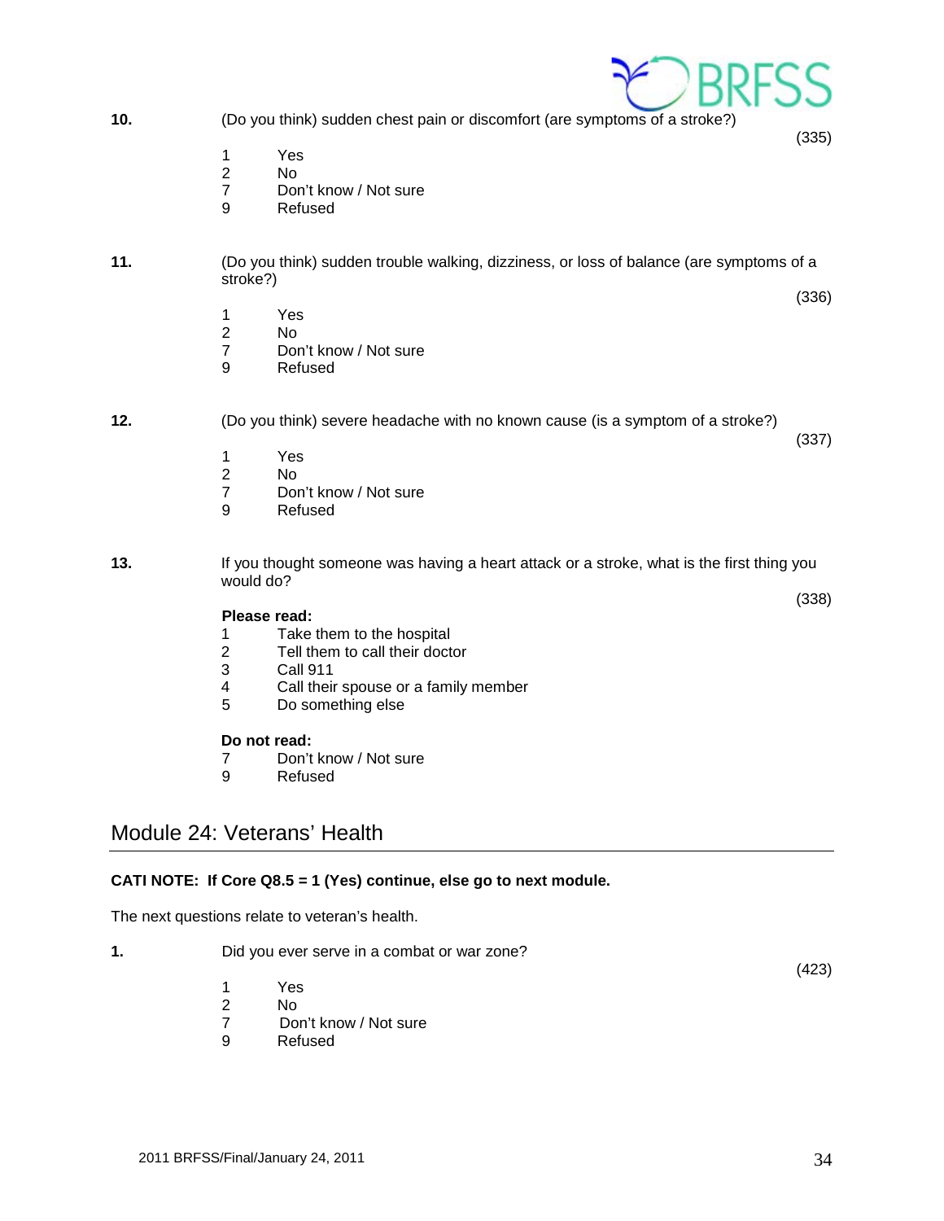**10.** (Do you think) sudden chest pain or discomfort (are symptoms of a stroke?)

(335)

1 Yes
2 No
7 Don't know / Not sure
9 Refused

**11.** (Do you think) sudden trouble walking, dizziness, or loss of balance (are symptoms of a stroke?)

(336)

1 Yes
2 No
7 Don't know / Not sure
9 Refused

**12.** (Do you think) severe headache with no known cause (is a symptom of a stroke?)

(337)

1 Yes
2 No
7 Don't know / Not sure
9 Refused

**13.** If you thought someone was having a heart attack or a stroke, what is the first thing you would do?

(338)

**Please read:**

1 Take them to the hospital
2 Tell them to call their doctor
3 Call 911
4 Call their spouse or a family member
5 Do something else

**Do not read:**

7 Don't know / Not sure
9 Refused

## Module 24: Veterans' Health

**CATI NOTE: If Core Q8.5 = 1 (Yes) continue, else go to next module.**

The next questions relate to veteran's health.

**1.** Did you ever serve in a combat or war zone?

(423)

1 Yes
2 No
7 Don't know / Not sure
9 Refused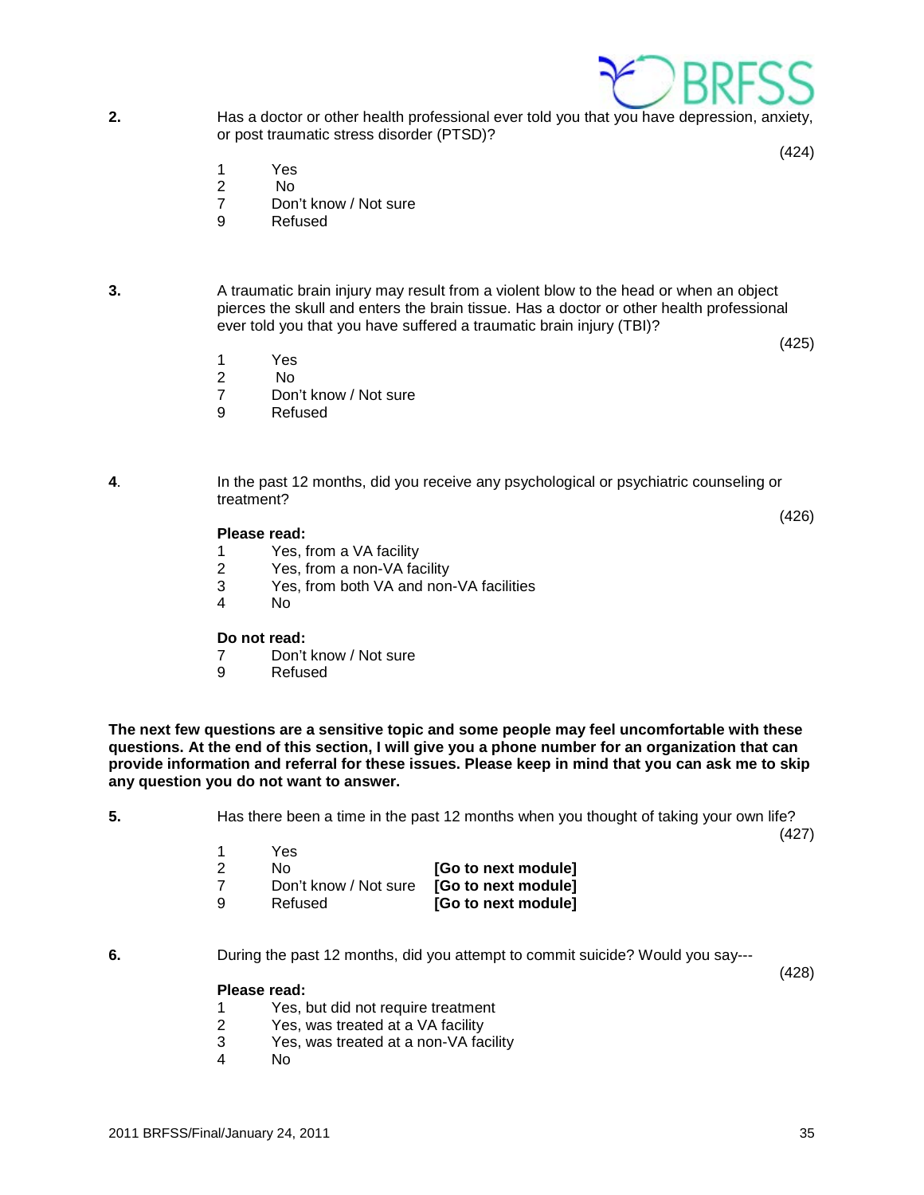**2.** Has a doctor or other health professional ever told you that you have depression, anxiety, or post traumatic stress disorder (PTSD)?

(424)

1 Yes
2 No
7 Don't know / Not sure
9 Refused

**3.** A traumatic brain injury may result from a violent blow to the head or when an object pierces the skull and enters the brain tissue. Has a doctor or other health professional ever told you that you have suffered a traumatic brain injury (TBI)?

(425)

1 Yes
2 No
7 Don't know / Not sure
9 Refused

**4**. In the past 12 months, did you receive any psychological or psychiatric counseling or treatment?

(426)

**Please read:**

1 Yes, from a VA facility
2 Yes, from a non-VA facility
3 Yes, from both VA and non-VA facilities
4 No

**Do not read:**

7 Don't know / Not sure
9 Refused

**The next few questions are a sensitive topic and some people may feel uncomfortable with these questions. At the end of this section, I will give you a phone number for an organization that can provide information and referral for these issues. Please keep in mind that you can ask me to skip any question you do not want to answer.**

**5.** Has there been a time in the past 12 months when you thought of taking your own life?

(427)

1 Yes
2 No **[Go to next module]**
7 Don't know / Not sure **[Go to next module]**
9 Refused **[Go to next module]**

**6.** During the past 12 months, did you attempt to commit suicide? Would you say---

(428)

**Please read:**

1 Yes, but did not require treatment
2 Yes, was treated at a VA facility
3 Yes, was treated at a non-VA facility
4 No

2011 BRFSS/Final/January 24, 2011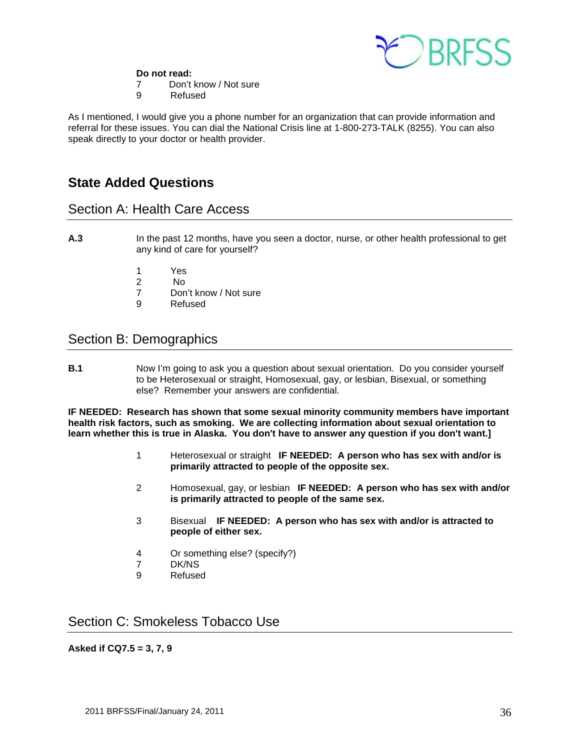**Do not read:**

7 Don't know / Not sure
9 Refused

As I mentioned, I would give you a phone number for an organization that can provide information and referral for these issues. You can dial the National Crisis line at 1-800-273-TALK (8255). You can also speak directly to your doctor or health provider.

## State Added Questions

### Section A: Health Care Access

**A.3** In the past 12 months, have you seen a doctor, nurse, or other health professional to get any kind of care for yourself?

1 Yes
2 No
7 Don't know / Not sure
9 Refused

### Section B: Demographics

**B.1** Now I'm going to ask you a question about sexual orientation. Do you consider yourself to be Heterosexual or straight, Homosexual, gay, or lesbian, Bisexual, or something else? Remember your answers are confidential.

**IF NEEDED: Research has shown that some sexual minority community members have important health risk factors, such as smoking. We are collecting information about sexual orientation to learn whether this is true in Alaska. You don't have to answer any question if you don't want.]**

1 Heterosexual or straight **IF NEEDED: A person who has sex with and/or is primarily attracted to people of the opposite sex.**

2 Homosexual, gay, or lesbian **IF NEEDED: A person who has sex with and/or is primarily attracted to people of the same sex.**

3 Bisexual **IF NEEDED: A person who has sex with and/or is attracted to people of either sex.**

4 Or something else? (specify?)
7 DK/NS
9 Refused

### Section C: Smokeless Tobacco Use

**Asked if CQ7.5 = 3, 7, 9**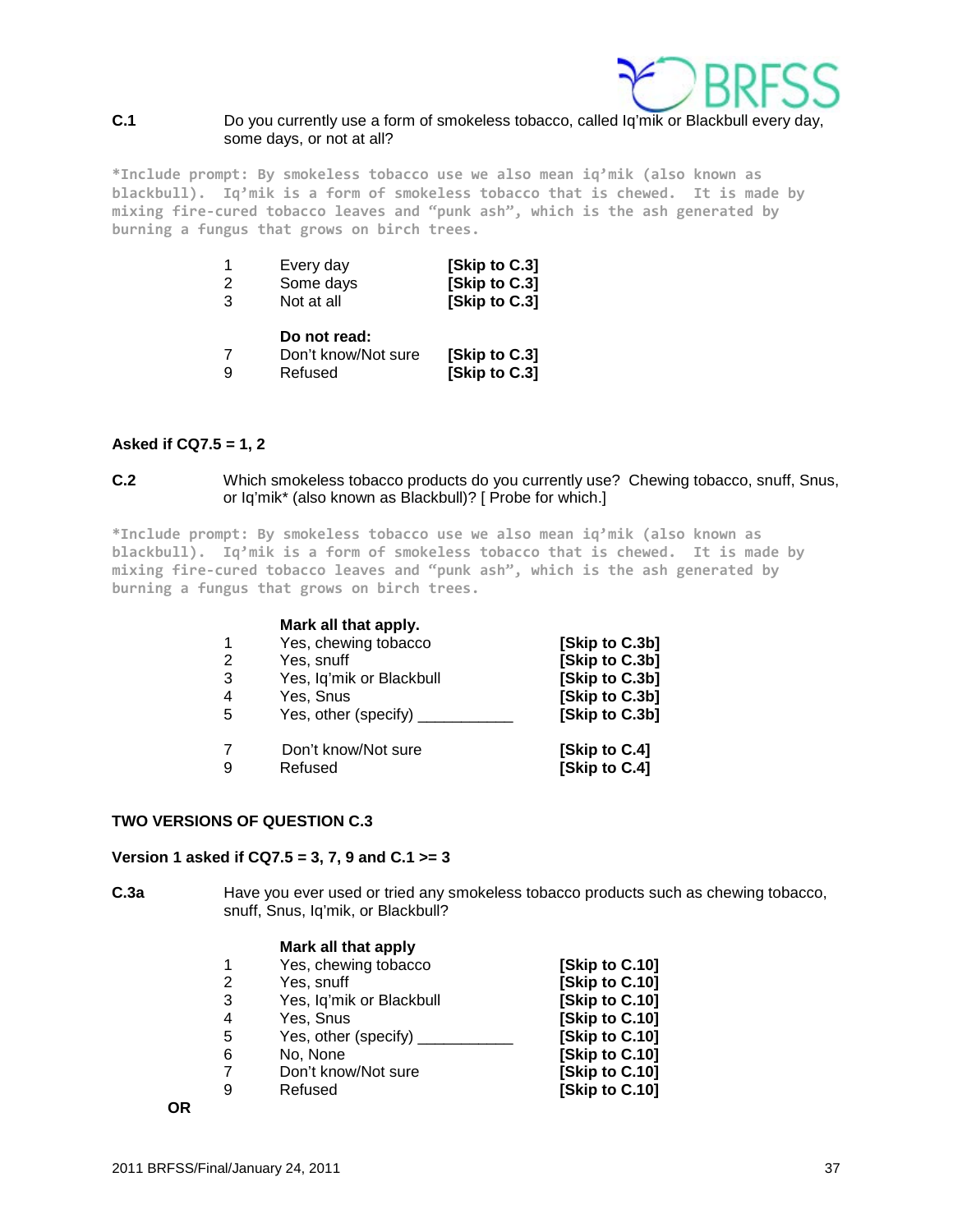**C.1** Do you currently use a form of smokeless tobacco, called Iq'mik or Blackbull every day, some days, or not at all?

*Include prompt: By smokeless tobacco use we also mean iq'mik (also known as blackbull). Iq'mik is a form of smokeless tobacco that is chewed. It is made by mixing fire-cured tobacco leaves and "punk ash", which is the ash generated by burning a fungus that grows on birch trees.

| | | |
|---|---|---|
| 1 | Every day | **[Skip to C.3]** |
| 2 | Some days | **[Skip to C.3]** |
| 3 | Not at all | **[Skip to C.3]** |
| | **Do not read:** | |
| 7 | Don't know/Not sure | **[Skip to C.3]** |
| 9 | Refused | **[Skip to C.3]** |

**Asked if CQ7.5 = 1, 2**

**C.2** Which smokeless tobacco products do you currently use? Chewing tobacco, snuff, Snus, or Iq'mik* (also known as Blackbull)? [ Probe for which.]

*Include prompt: By smokeless tobacco use we also mean iq'mik (also known as blackbull). Iq'mik is a form of smokeless tobacco that is chewed. It is made by mixing fire-cured tobacco leaves and "punk ash", which is the ash generated by burning a fungus that grows on birch trees.

| | **Mark all that apply.** | |
|---|---|---|
| 1 | Yes, chewing tobacco | **[Skip to C.3b]** |
| 2 | Yes, snuff | **[Skip to C.3b]** |
| 3 | Yes, Iq'mik or Blackbull | **[Skip to C.3b]** |
| 4 | Yes, Snus | **[Skip to C.3b]** |
| 5 | Yes, other (specify) ___________ | **[Skip to C.3b]** |
| 7 | Don't know/Not sure | **[Skip to C.4]** |
| 9 | Refused | **[Skip to C.4]** |

**TWO VERSIONS OF QUESTION C.3**

**Version 1 asked if CQ7.5 = 3, 7, 9 and C.1 >= 3**

**C.3a** Have you ever used or tried any smokeless tobacco products such as chewing tobacco, snuff, Snus, Iq'mik, or Blackbull?

| | **Mark all that apply** | |
|---|---|---|
| 1 | Yes, chewing tobacco | **[Skip to C.10]** |
| 2 | Yes, snuff | **[Skip to C.10]** |
| 3 | Yes, Iq'mik or Blackbull | **[Skip to C.10]** |
| 4 | Yes, Snus | **[Skip to C.10]** |
| 5 | Yes, other (specify) ___________ | **[Skip to C.10]** |
| 6 | No, None | **[Skip to C.10]** |
| 7 | Don't know/Not sure | **[Skip to C.10]** |
| 9 | Refused | **[Skip to C.10]** |

**OR**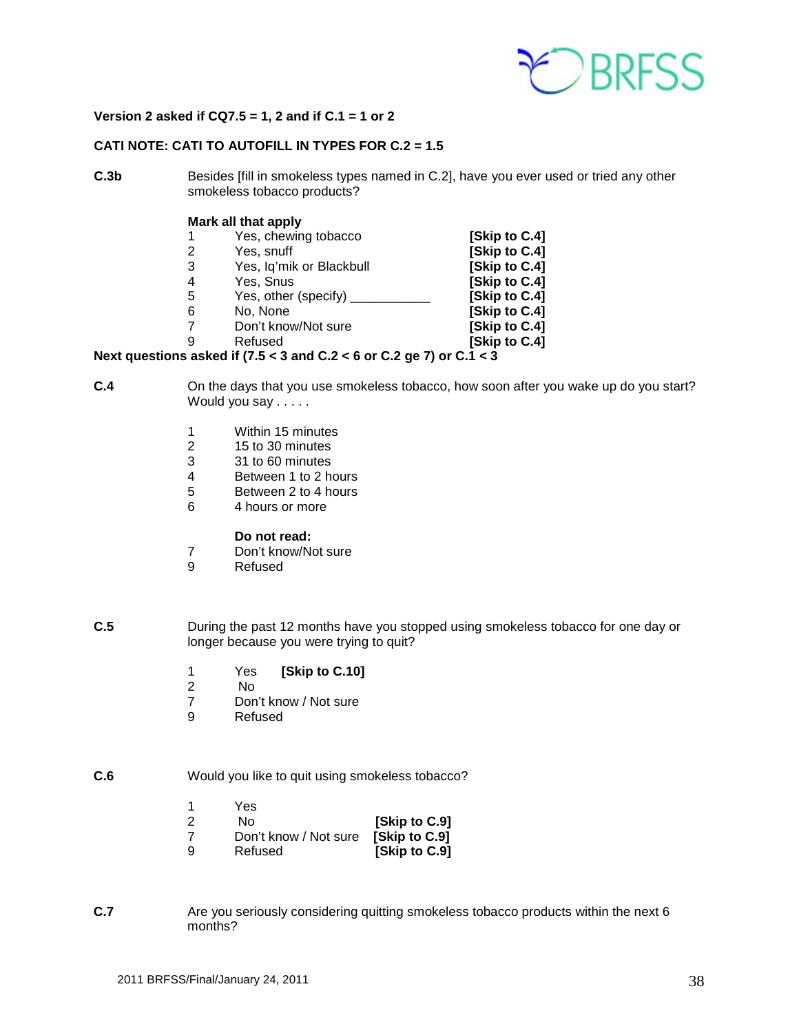**Version 2 asked if CQ7.5 = 1, 2 and if C.1 = 1 or 2**

**CATI NOTE: CATI TO AUTOFILL IN TYPES FOR C.2 = 1.5**

**C.3b** Besides [fill in smokeless types named in C.2], have you ever used or tried any other smokeless tobacco products?

**Mark all that apply**

| | | |
|---|---|---|
| 1 | Yes, chewing tobacco | **[Skip to C.4]** |
| 2 | Yes, snuff | **[Skip to C.4]** |
| 3 | Yes, Iq'mik or Blackbull | **[Skip to C.4]** |
| 4 | Yes, Snus | **[Skip to C.4]** |
| 5 | Yes, other (specify) ___________ | **[Skip to C.4]** |
| 6 | No, None | **[Skip to C.4]** |
| 7 | Don't know/Not sure | **[Skip to C.4]** |
| 9 | Refused | **[Skip to C.4]** |

**Next questions asked if (7.5 < 3 and C.2 < 6 or C.2 ge 7) or C.1 < 3**

**C.4** On the days that you use smokeless tobacco, how soon after you wake up do you start? Would you say . . . . .

1 Within 15 minutes
2 15 to 30 minutes
3 31 to 60 minutes
4 Between 1 to 2 hours
5 Between 2 to 4 hours
6 4 hours or more

**Do not read:**
7 Don't know/Not sure
9 Refused

**C.5** During the past 12 months have you stopped using smokeless tobacco for one day or longer because you were trying to quit?

1 Yes **[Skip to C.10]**
2 No
7 Don't know / Not sure
9 Refused

**C.6** Would you like to quit using smokeless tobacco?

| | | |
|---|---|---|
| 1 | Yes | |
| 2 | No | **[Skip to C.9]** |
| 7 | Don't know / Not sure | **[Skip to C.9]** |
| 9 | Refused | **[Skip to C.9]** |

**C.7** Are you seriously considering quitting smokeless tobacco products within the next 6 months?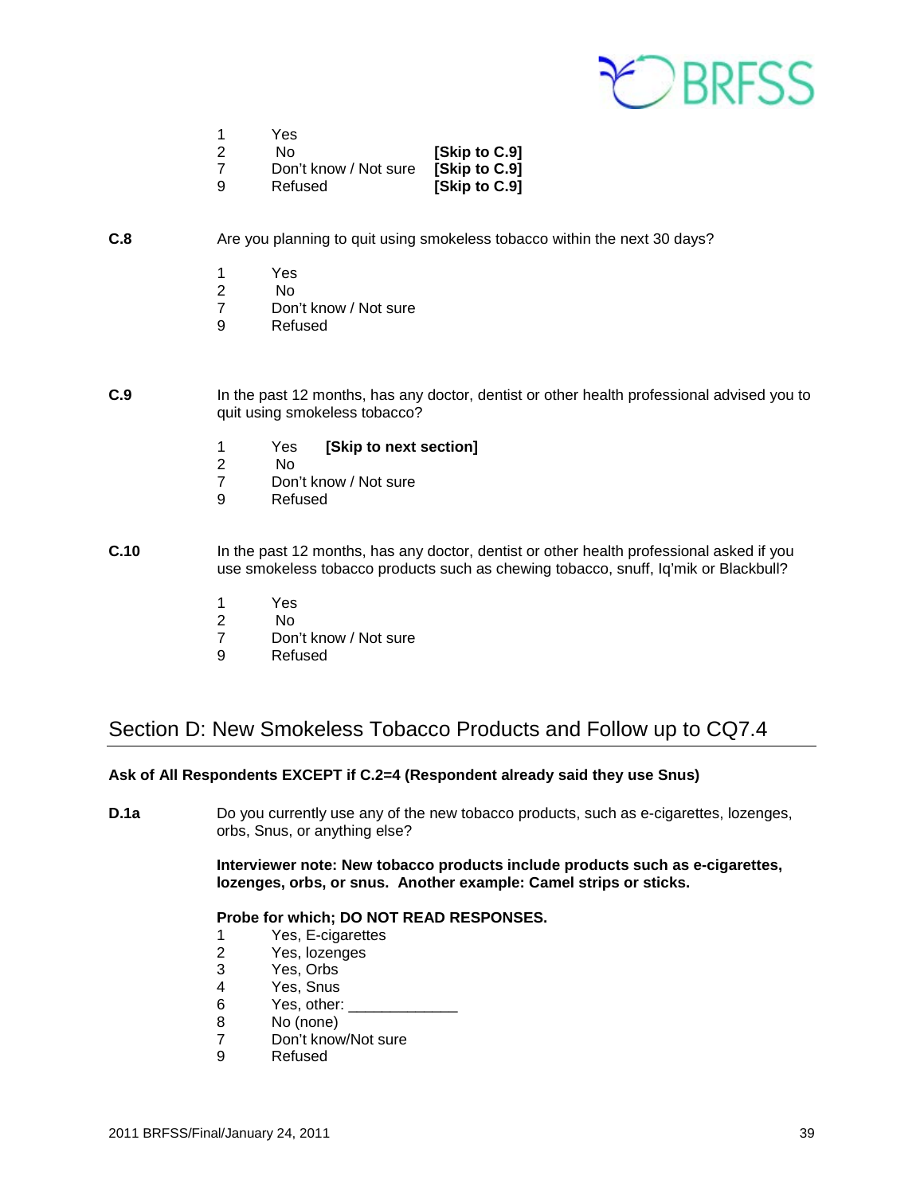1 Yes
2 No **[Skip to C.9]**
7 Don't know / Not sure **[Skip to C.9]**
9 Refused **[Skip to C.9]**

**C.8** Are you planning to quit using smokeless tobacco within the next 30 days?

1 Yes
2 No
7 Don't know / Not sure
9 Refused

**C.9** In the past 12 months, has any doctor, dentist or other health professional advised you to quit using smokeless tobacco?

1 Yes **[Skip to next section]**
2 No
7 Don't know / Not sure
9 Refused

**C.10** In the past 12 months, has any doctor, dentist or other health professional asked if you use smokeless tobacco products such as chewing tobacco, snuff, Iq'mik or Blackbull?

1 Yes
2 No
7 Don't know / Not sure
9 Refused

## Section D: New Smokeless Tobacco Products and Follow up to CQ7.4

**Ask of All Respondents EXCEPT if C.2=4 (Respondent already said they use Snus)**

**D.1a** Do you currently use any of the new tobacco products, such as e-cigarettes, lozenges, orbs, Snus, or anything else?

**Interviewer note: New tobacco products include products such as e-cigarettes, lozenges, orbs, or snus. Another example: Camel strips or sticks.**

**Probe for which; DO NOT READ RESPONSES.**
1 Yes, E-cigarettes
2 Yes, lozenges
3 Yes, Orbs
4 Yes, Snus
6 Yes, other: _____________
8 No (none)
7 Don't know/Not sure
9 Refused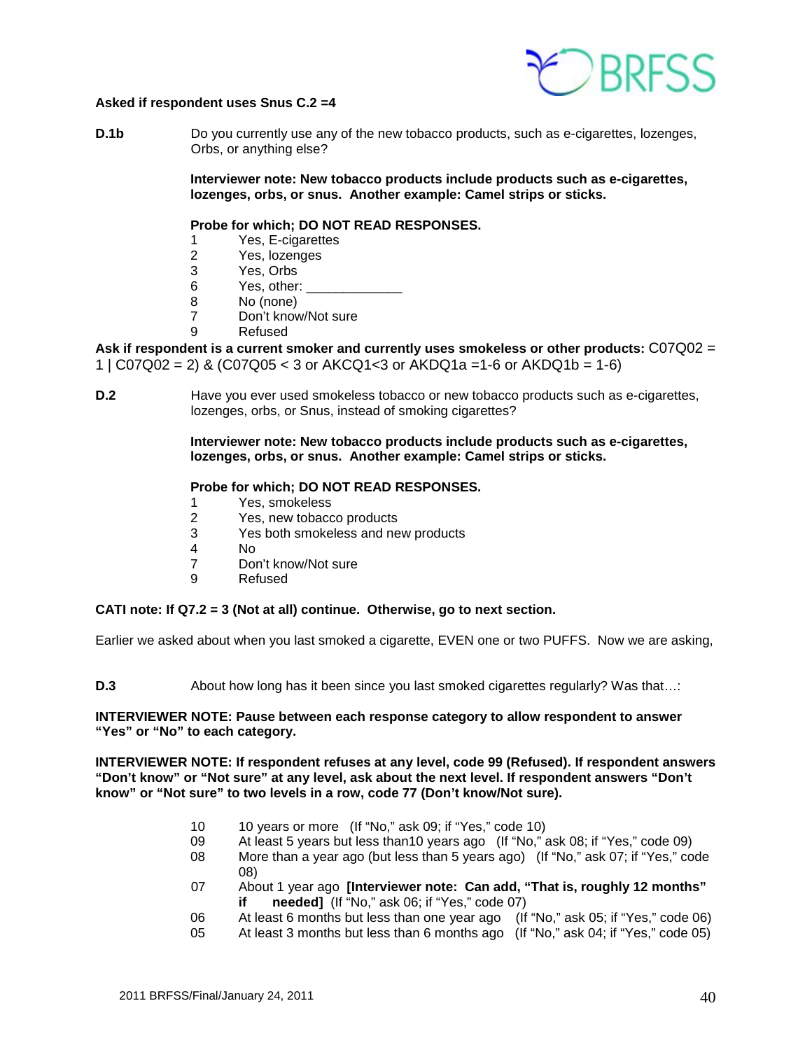**Asked if respondent uses Snus C.2 =4**

**D.1b** Do you currently use any of the new tobacco products, such as e-cigarettes, lozenges, Orbs, or anything else?

**Interviewer note: New tobacco products include products such as e-cigarettes, lozenges, orbs, or snus. Another example: Camel strips or sticks.**

**Probe for which; DO NOT READ RESPONSES.**

1 Yes, E-cigarettes
2 Yes, lozenges
3 Yes, Orbs
6 Yes, other: _____________
8 No (none)
7 Don't know/Not sure
9 Refused

**Ask if respondent is a current smoker and currently uses smokeless or other products:** C07Q02 = 1 | C07Q02 = 2) & (C07Q05 < 3 or AKCQ1<3 or AKDQ1a =1-6 or AKDQ1b = 1-6)

**D.2** Have you ever used smokeless tobacco or new tobacco products such as e-cigarettes, lozenges, orbs, or Snus, instead of smoking cigarettes?

**Interviewer note: New tobacco products include products such as e-cigarettes, lozenges, orbs, or snus. Another example: Camel strips or sticks.**

**Probe for which; DO NOT READ RESPONSES.**

1 Yes, smokeless
2 Yes, new tobacco products
3 Yes both smokeless and new products
4 No
7 Don't know/Not sure
9 Refused

**CATI note: If Q7.2 = 3 (Not at all) continue. Otherwise, go to next section.**

Earlier we asked about when you last smoked a cigarette, EVEN one or two PUFFS. Now we are asking,

**D.3** About how long has it been since you last smoked cigarettes regularly? Was that…:

**INTERVIEWER NOTE: Pause between each response category to allow respondent to answer "Yes" or "No" to each category.**

**INTERVIEWER NOTE: If respondent refuses at any level, code 99 (Refused). If respondent answers "Don't know" or "Not sure" at any level, ask about the next level. If respondent answers "Don't know" or "Not sure" to two levels in a row, code 77 (Don't know/Not sure).**

10 10 years or more (If "No," ask 09; if "Yes," code 10)
09 At least 5 years but less than10 years ago (If "No," ask 08; if "Yes," code 09)
08 More than a year ago (but less than 5 years ago) (If "No," ask 07; if "Yes," code 08)
07 About 1 year ago **[Interviewer note: Can add, "That is, roughly 12 months" if needed]** (If "No," ask 06; if "Yes," code 07)
06 At least 6 months but less than one year ago (If "No," ask 05; if "Yes," code 06)
05 At least 3 months but less than 6 months ago (If "No," ask 04; if "Yes," code 05)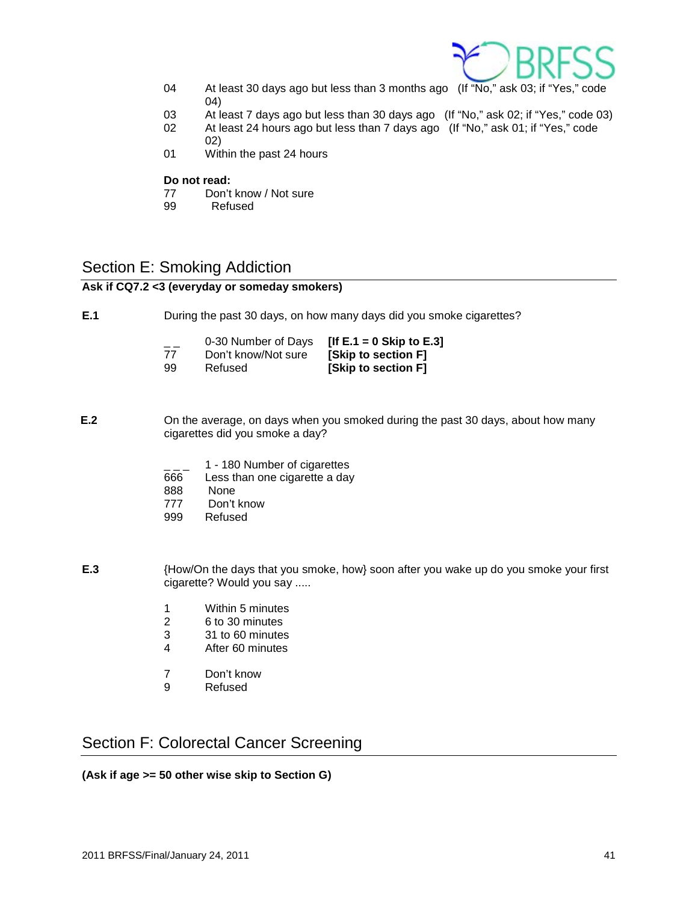04 At least 30 days ago but less than 3 months ago (If "No," ask 03; if "Yes," code 04)
03 At least 7 days ago but less than 30 days ago (If "No," ask 02; if "Yes," code 03)
02 At least 24 hours ago but less than 7 days ago (If "No," ask 01; if "Yes," code 02)
01 Within the past 24 hours

**Do not read:**
77 Don't know / Not sure
99 Refused

## Section E: Smoking Addiction

**Ask if CQ7.2 <3 (everyday or someday smokers)**

**E.1** During the past 30 days, on how many days did you smoke cigarettes?

_ _ 0-30 Number of Days **[If E.1 = 0 Skip to E.3]**
77 Don't know/Not sure **[Skip to section F]**
99 Refused **[Skip to section F]**

**E.2** On the average, on days when you smoked during the past 30 days, about how many cigarettes did you smoke a day?

_ _ _ 1 - 180 Number of cigarettes
666 Less than one cigarette a day
888 None
777 Don't know
999 Refused

**E.3** {How/On the days that you smoke, how} soon after you wake up do you smoke your first cigarette? Would you say .....

1 Within 5 minutes
2 6 to 30 minutes
3 31 to 60 minutes
4 After 60 minutes

7 Don't know
9 Refused

## Section F: Colorectal Cancer Screening

**(Ask if age >= 50 other wise skip to Section G)**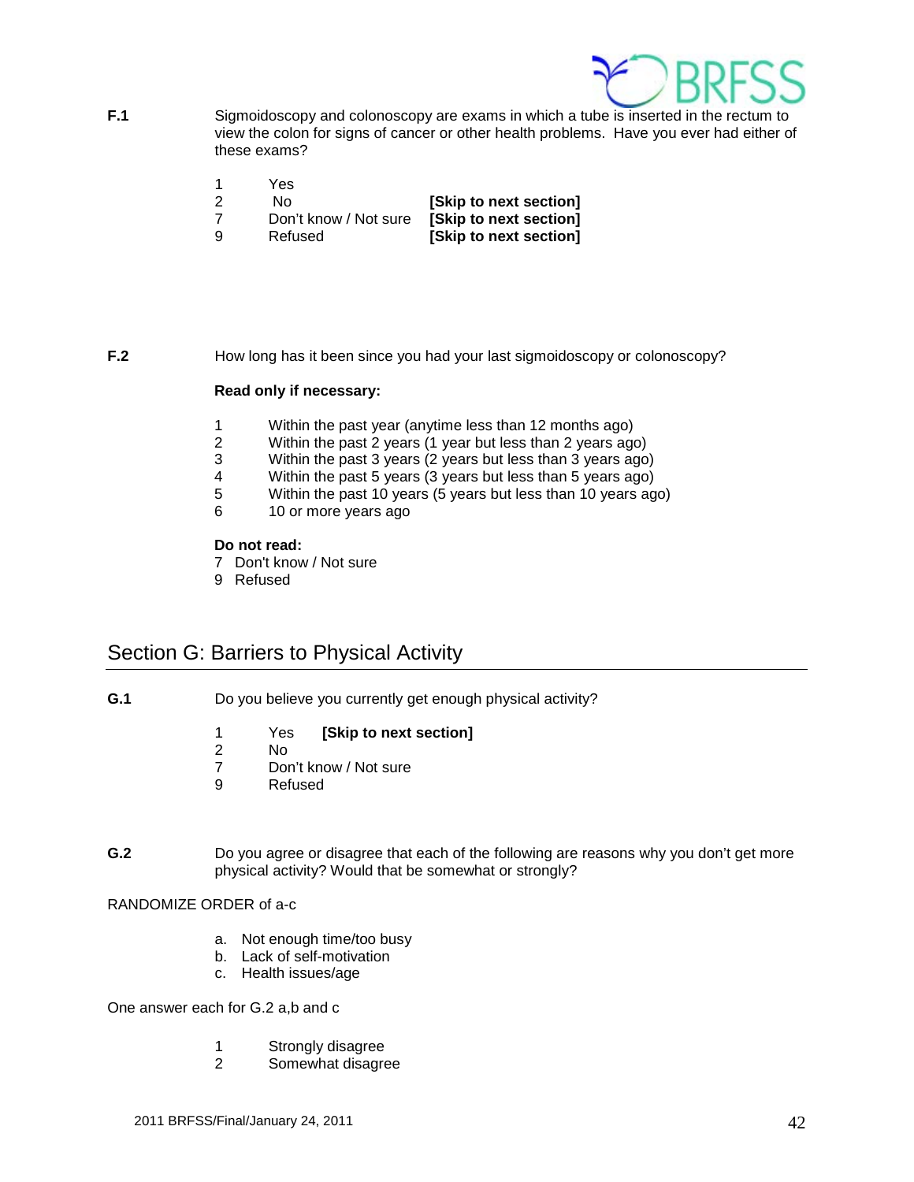**F.1** Sigmoidoscopy and colonoscopy are exams in which a tube is inserted in the rectum to view the colon for signs of cancer or other health problems. Have you ever had either of these exams?

| | | |
|---|---|---|
| 1 | Yes | |
| 2 | No | **[Skip to next section]** |
| 7 | Don't know / Not sure | **[Skip to next section]** |
| 9 | Refused | **[Skip to next section]** |

**F.2** How long has it been since you had your last sigmoidoscopy or colonoscopy?

**Read only if necessary:**

1 Within the past year (anytime less than 12 months ago)
2 Within the past 2 years (1 year but less than 2 years ago)
3 Within the past 3 years (2 years but less than 3 years ago)
4 Within the past 5 years (3 years but less than 5 years ago)
5 Within the past 10 years (5 years but less than 10 years ago)
6 10 or more years ago

**Do not read:**
7 Don't know / Not sure
9 Refused

## Section G: Barriers to Physical Activity

**G.1** Do you believe you currently get enough physical activity?

1 Yes **[Skip to next section]**
2 No
7 Don't know / Not sure
9 Refused

**G.2** Do you agree or disagree that each of the following are reasons why you don't get more physical activity? Would that be somewhat or strongly?

RANDOMIZE ORDER of a-c

a. Not enough time/too busy
b. Lack of self-motivation
c. Health issues/age

One answer each for G.2 a,b and c

1 Strongly disagree
2 Somewhat disagree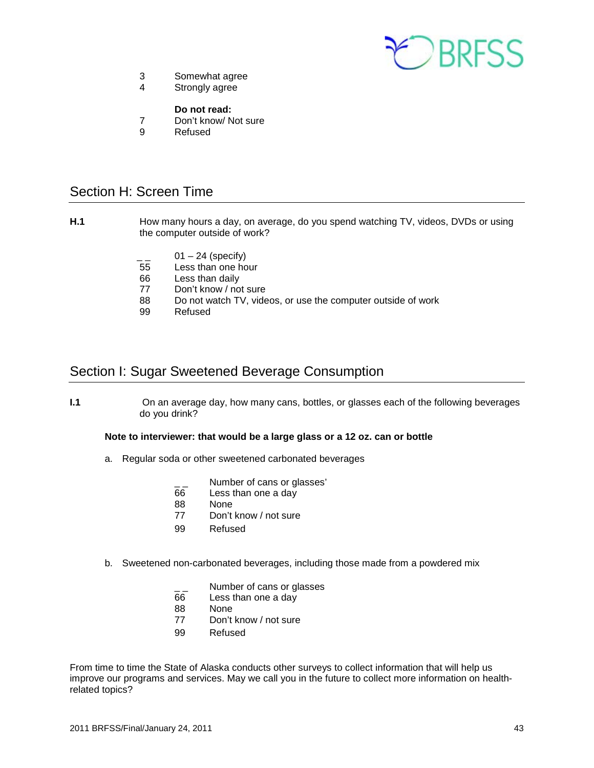3 Somewhat agree
4 Strongly agree

**Do not read:**
7 Don't know/ Not sure
9 Refused

## Section H: Screen Time

**H.1** How many hours a day, on average, do you spend watching TV, videos, DVDs or using the computer outside of work?

_ _ 01 – 24 (specify)
55 Less than one hour
66 Less than daily
77 Don't know / not sure
88 Do not watch TV, videos, or use the computer outside of work
99 Refused

## Section I: Sugar Sweetened Beverage Consumption

**I.1** On an average day, how many cans, bottles, or glasses each of the following beverages do you drink?

**Note to interviewer: that would be a large glass or a 12 oz. can or bottle**

a. Regular soda or other sweetened carbonated beverages

_ _ Number of cans or glasses'
66 Less than one a day
88 None
77 Don't know / not sure
99 Refused

b. Sweetened non-carbonated beverages, including those made from a powdered mix

_ _ Number of cans or glasses
66 Less than one a day
88 None
77 Don't know / not sure
99 Refused

From time to time the State of Alaska conducts other surveys to collect information that will help us improve our programs and services. May we call you in the future to collect more information on health-related topics?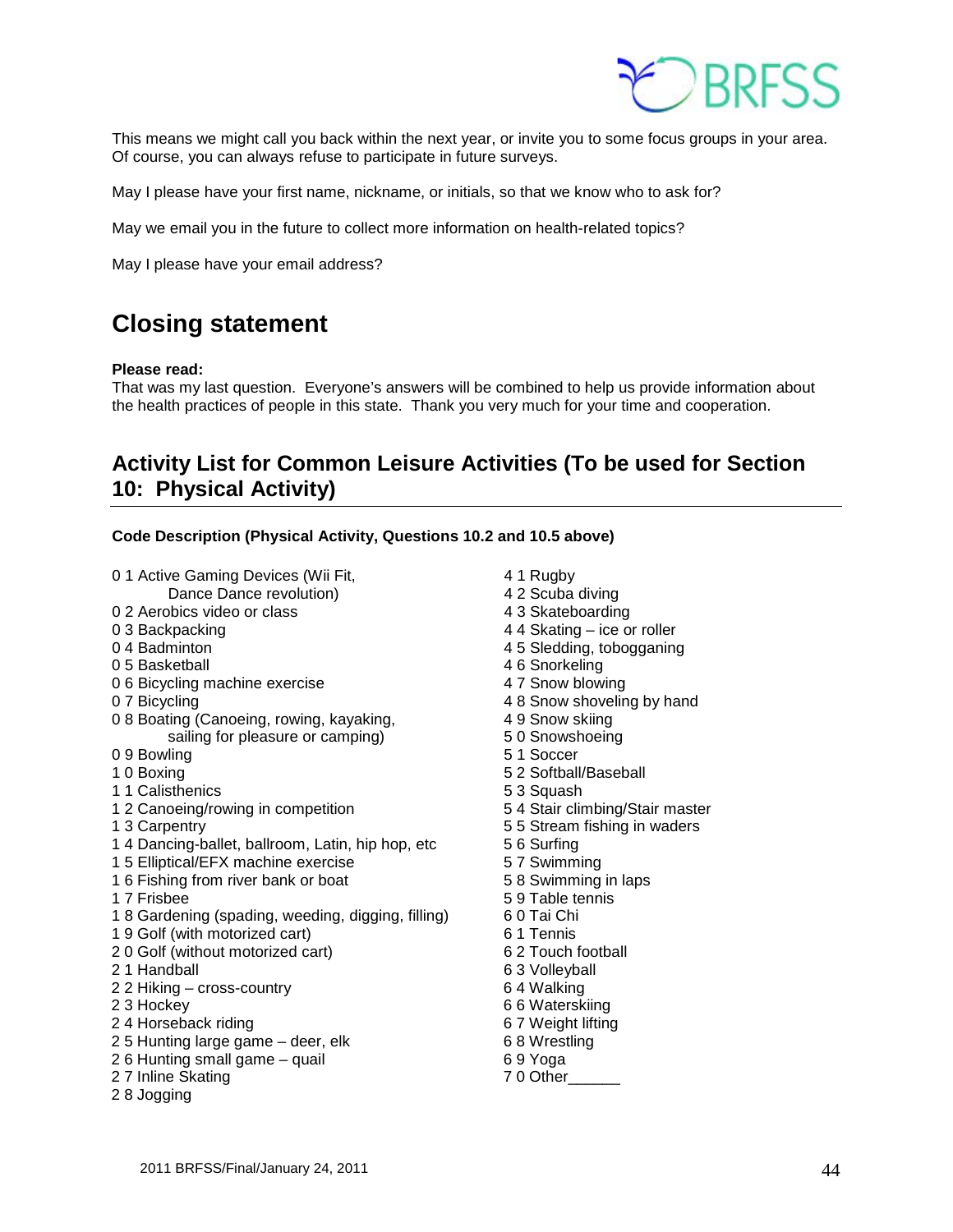This means we might call you back within the next year, or invite you to some focus groups in your area. Of course, you can always refuse to participate in future surveys.

May I please have your first name, nickname, or initials, so that we know who to ask for?

May we email you in the future to collect more information on health-related topics?

May I please have your email address?

## Closing statement

**Please read:**
That was my last question. Everyone's answers will be combined to help us provide information about the health practices of people in this state. Thank you very much for your time and cooperation.

## Activity List for Common Leisure Activities (To be used for Section 10: Physical Activity)

**Code Description (Physical Activity, Questions 10.2 and 10.5 above)**

0 1 Active Gaming Devices (Wii Fit, Dance Dance revolution)
0 2 Aerobics video or class
0 3 Backpacking
0 4 Badminton
0 5 Basketball
0 6 Bicycling machine exercise
0 7 Bicycling
0 8 Boating (Canoeing, rowing, kayaking, sailing for pleasure or camping)
0 9 Bowling
1 0 Boxing
1 1 Calisthenics
1 2 Canoeing/rowing in competition
1 3 Carpentry
1 4 Dancing-ballet, ballroom, Latin, hip hop, etc
1 5 Elliptical/EFX machine exercise
1 6 Fishing from river bank or boat
1 7 Frisbee
1 8 Gardening (spading, weeding, digging, filling)
1 9 Golf (with motorized cart)
2 0 Golf (without motorized cart)
2 1 Handball
2 2 Hiking – cross-country
2 3 Hockey
2 4 Horseback riding
2 5 Hunting large game – deer, elk
2 6 Hunting small game – quail
2 7 Inline Skating
2 8 Jogging
4 1 Rugby
4 2 Scuba diving
4 3 Skateboarding
4 4 Skating – ice or roller
4 5 Sledding, tobogganing
4 6 Snorkeling
4 7 Snow blowing
4 8 Snow shoveling by hand
4 9 Snow skiing
5 0 Snowshoeing
5 1 Soccer
5 2 Softball/Baseball
5 3 Squash
5 4 Stair climbing/Stair master
5 5 Stream fishing in waders
5 6 Surfing
5 7 Swimming
5 8 Swimming in laps
5 9 Table tennis
6 0 Tai Chi
6 1 Tennis
6 2 Touch football
6 3 Volleyball
6 4 Walking
6 6 Waterskiing
6 7 Weight lifting
6 8 Wrestling
6 9 Yoga
7 0 Other______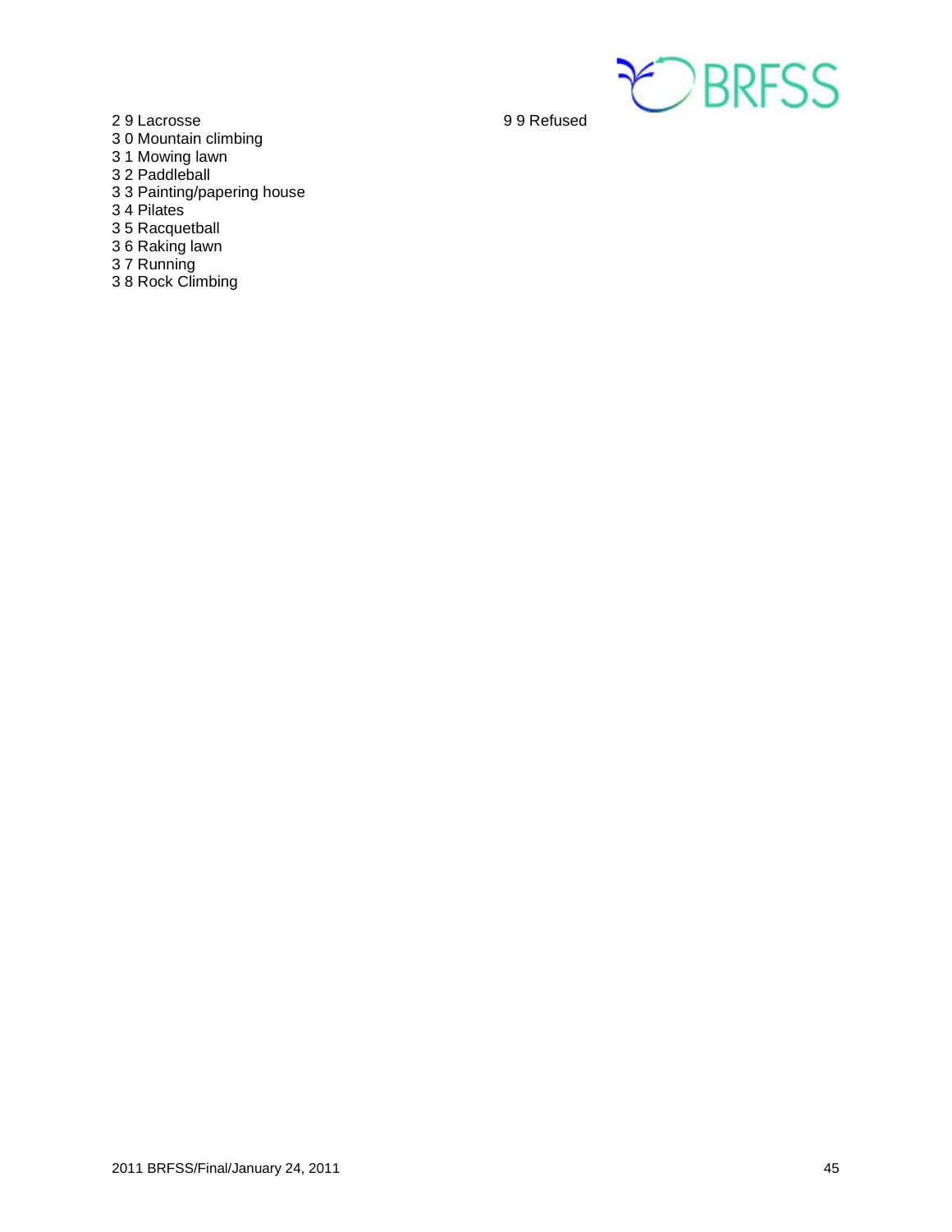2 9 Lacrosse
3 0 Mountain climbing
3 1 Mowing lawn
3 2 Paddleball
3 3 Painting/papering house
3 4 Pilates
3 5 Racquetball
3 6 Raking lawn
3 7 Running
3 8 Rock Climbing

9 9 Refused